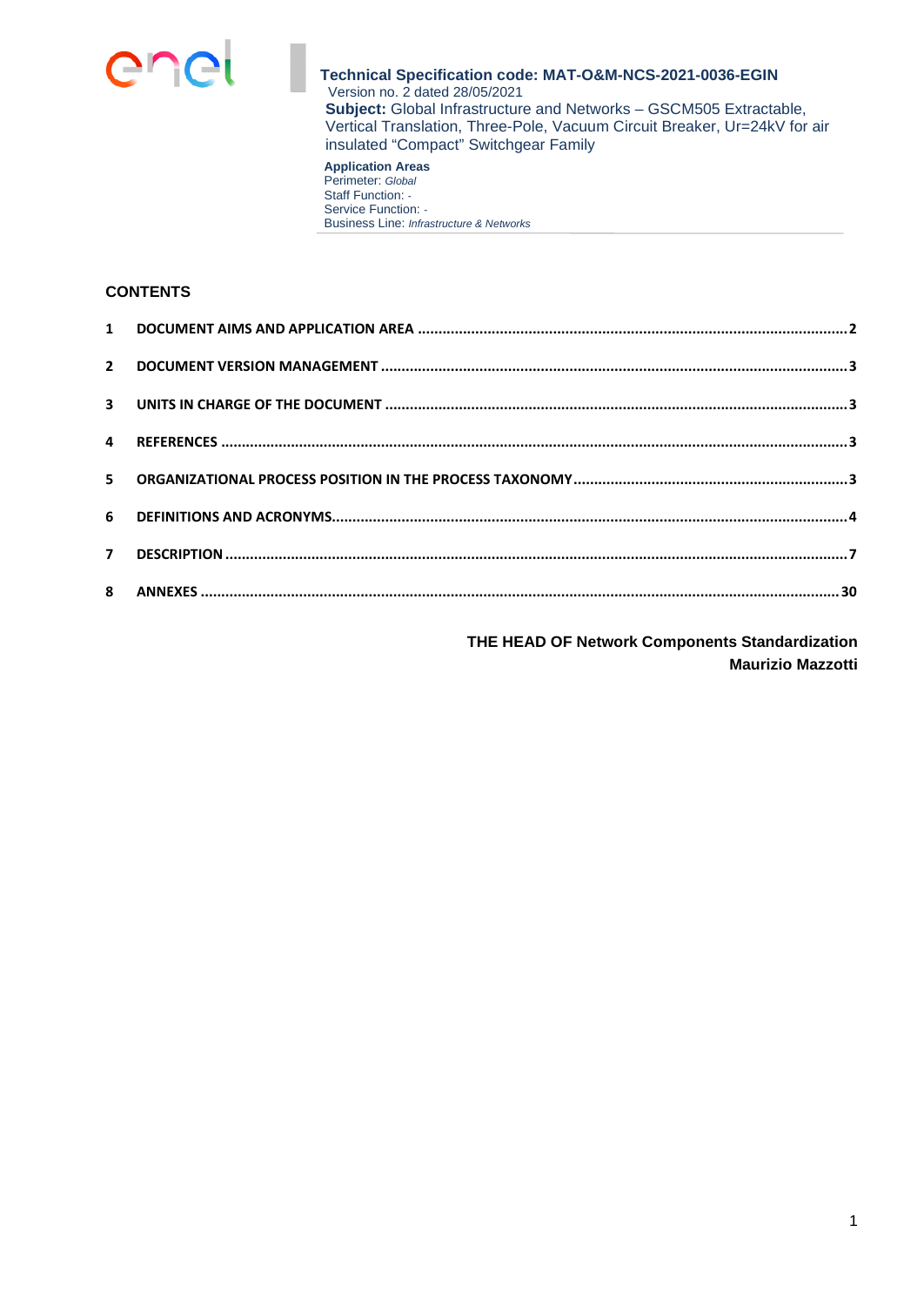**Technical Specification code: MAT-O&M-NCS-2021-0036-EGIN**
Version no. 2 dated 28/05/2021
**Subject:** Global Infrastructure and Networks – GSCM505 Extractable, Vertical Translation, Three-Pole, Vacuum Circuit Breaker, Ur=24kV for air insulated "Compact" Switchgear Family

**Application Areas**
Perimeter: *Global*
Staff Function: -
Service Function: -
Business Line: *Infrastructure & Networks*

## CONTENTS

1 DOCUMENT AIMS AND APPLICATION AREA ....... 2
2 DOCUMENT VERSION MANAGEMENT ....... 3
3 UNITS IN CHARGE OF THE DOCUMENT ....... 3
4 REFERENCES ....... 3
5 ORGANIZATIONAL PROCESS POSITION IN THE PROCESS TAXONOMY ....... 3
6 DEFINITIONS AND ACRONYMS ....... 4
7 DESCRIPTION ....... 7
8 ANNEXES ....... 30

**THE HEAD OF Network Components Standardization**
**Maurizio Mazzotti**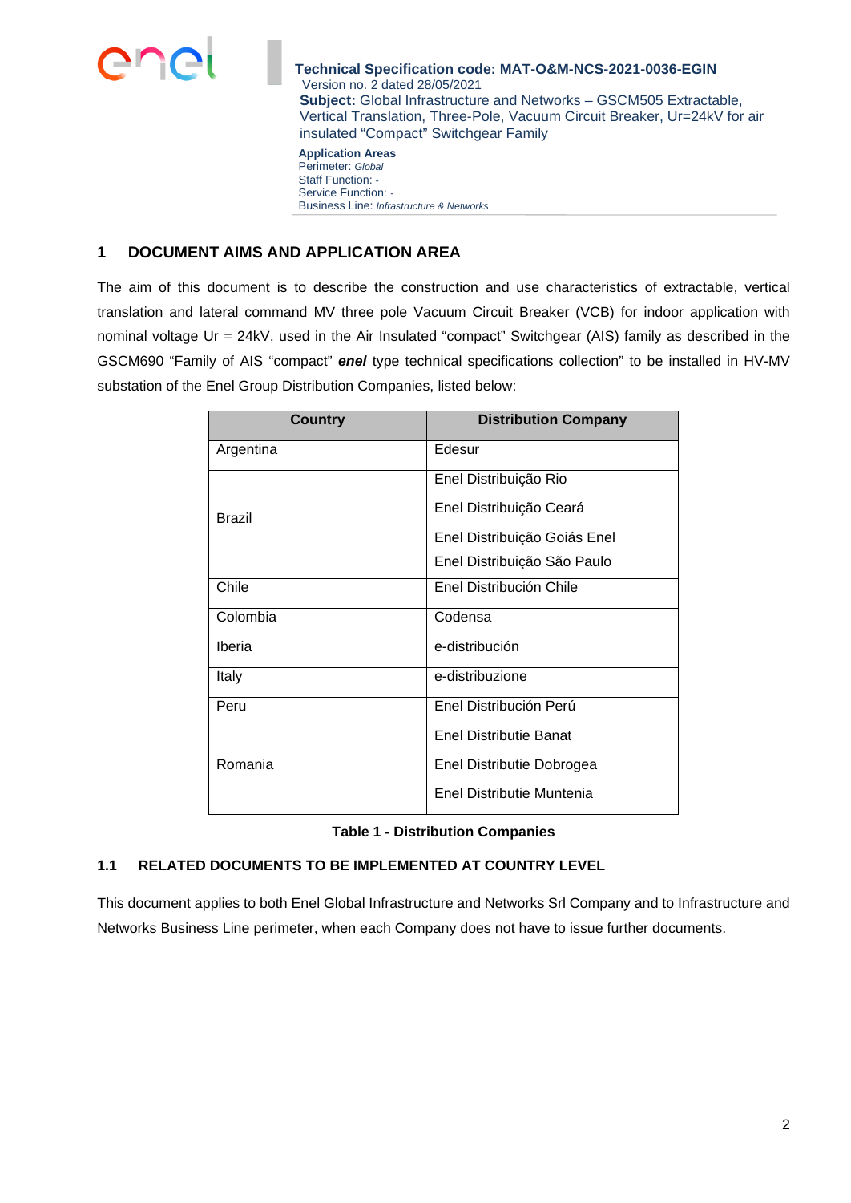# 1 DOCUMENT AIMS AND APPLICATION AREA

The aim of this document is to describe the construction and use characteristics of extractable, vertical translation and lateral command MV three pole Vacuum Circuit Breaker (VCB) for indoor application with nominal voltage Ur = 24kV, used in the Air Insulated "compact" Switchgear (AIS) family as described in the GSCM690 "Family of AIS "compact" ***enel*** type technical specifications collection" to be installed in HV-MV substation of the Enel Group Distribution Companies, listed below:

| Country | Distribution Company |
|---|---|
| Argentina | Edesur |
| Brazil | Enel Distribuição Rio<br>Enel Distribuição Ceará<br>Enel Distribuição Goiás Enel<br>Enel Distribuição São Paulo |
| Chile | Enel Distribución Chile |
| Colombia | Codensa |
| Iberia | e-distribución |
| Italy | e-distribuzione |
| Peru | Enel Distribución Perú |
| Romania | Enel Distributie Banat<br>Enel Distributie Dobrogea<br>Enel Distributie Muntenia |

**Table 1 - Distribution Companies**

## 1.1 RELATED DOCUMENTS TO BE IMPLEMENTED AT COUNTRY LEVEL

This document applies to both Enel Global Infrastructure and Networks Srl Company and to Infrastructure and Networks Business Line perimeter, when each Company does not have to issue further documents.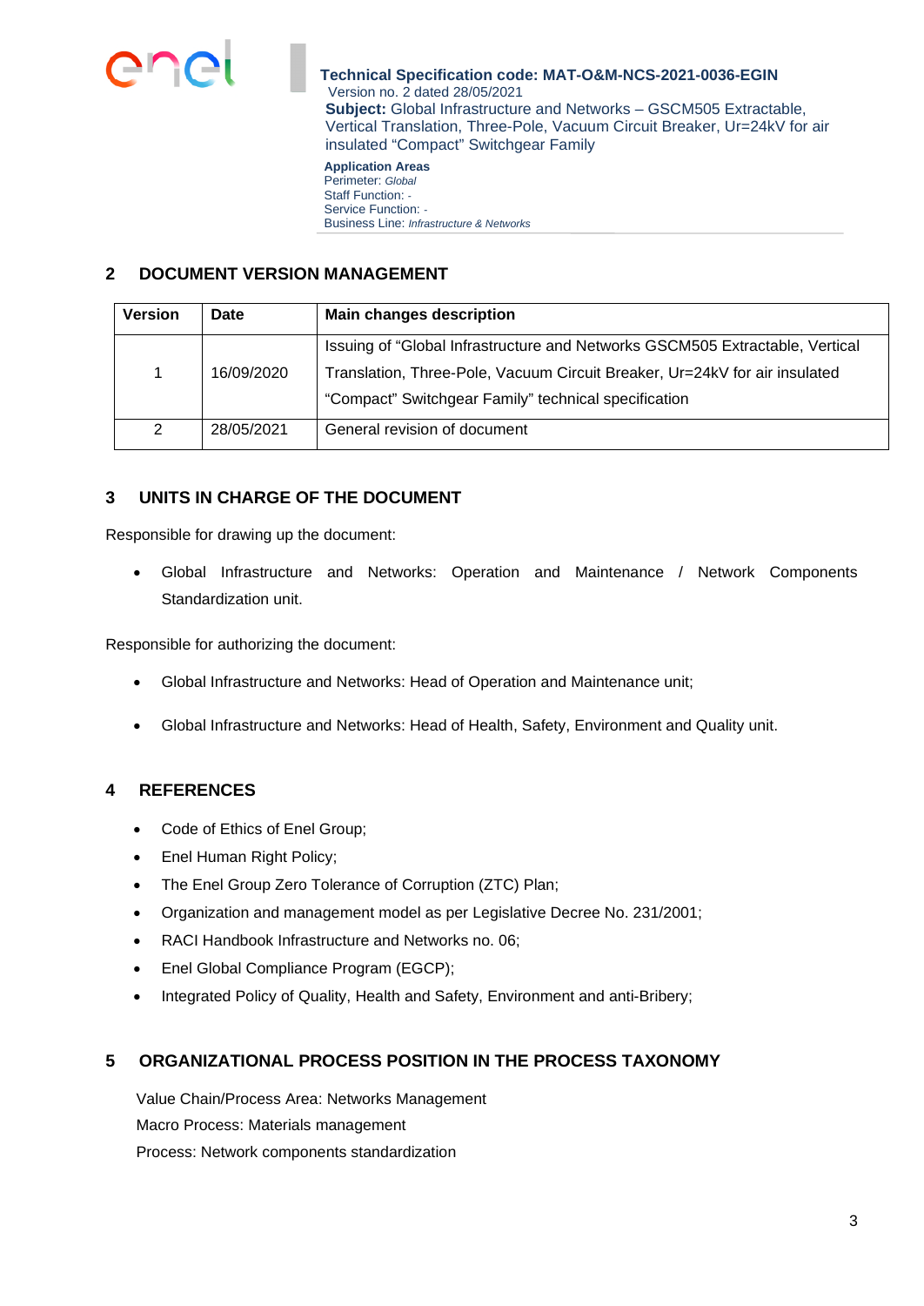## 2 DOCUMENT VERSION MANAGEMENT

| Version | Date | Main changes description |
|---|---|---|
| 1 | 16/09/2020 | Issuing of "Global Infrastructure and Networks GSCM505 Extractable, Vertical Translation, Three-Pole, Vacuum Circuit Breaker, Ur=24kV for air insulated "Compact" Switchgear Family" technical specification |
| 2 | 28/05/2021 | General revision of document |

## 3 UNITS IN CHARGE OF THE DOCUMENT

Responsible for drawing up the document:

- Global Infrastructure and Networks: Operation and Maintenance / Network Components Standardization unit.

Responsible for authorizing the document:

- Global Infrastructure and Networks: Head of Operation and Maintenance unit;
- Global Infrastructure and Networks: Head of Health, Safety, Environment and Quality unit.

## 4 REFERENCES

- Code of Ethics of Enel Group;
- Enel Human Right Policy;
- The Enel Group Zero Tolerance of Corruption (ZTC) Plan;
- Organization and management model as per Legislative Decree No. 231/2001;
- RACI Handbook Infrastructure and Networks no. 06;
- Enel Global Compliance Program (EGCP);
- Integrated Policy of Quality, Health and Safety, Environment and anti-Bribery;

## 5 ORGANIZATIONAL PROCESS POSITION IN THE PROCESS TAXONOMY

Value Chain/Process Area: Networks Management
Macro Process: Materials management
Process: Network components standardization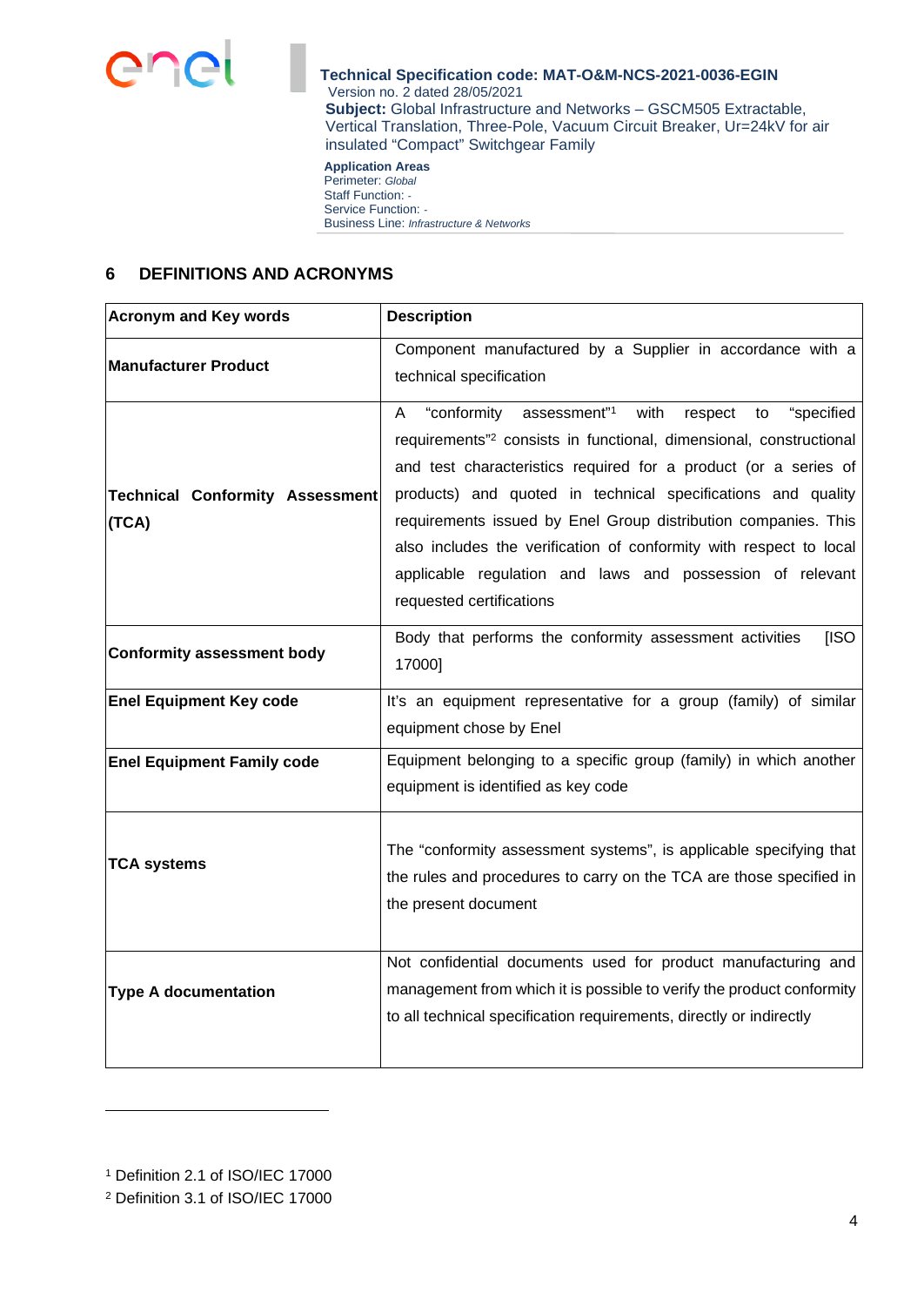## 6 DEFINITIONS AND ACRONYMS

| Acronym and Key words | Description |
|---|---|
| **Manufacturer Product** | Component manufactured by a Supplier in accordance with a technical specification |
| **Technical Conformity Assessment (TCA)** | A "conformity assessment"[1] with respect to "specified requirements"[2] consists in functional, dimensional, constructional and test characteristics required for a product (or a series of products) and quoted in technical specifications and quality requirements issued by Enel Group distribution companies. This also includes the verification of conformity with respect to local applicable regulation and laws and possession of relevant requested certifications |
| **Conformity assessment body** | Body that performs the conformity assessment activities [ISO 17000] |
| **Enel Equipment Key code** | It's an equipment representative for a group (family) of similar equipment chose by Enel |
| **Enel Equipment Family code** | Equipment belonging to a specific group (family) in which another equipment is identified as key code |
| **TCA systems** | The "conformity assessment systems", is applicable specifying that the rules and procedures to carry on the TCA are those specified in the present document |
| **Type A documentation** | Not confidential documents used for product manufacturing and management from which it is possible to verify the product conformity to all technical specification requirements, directly or indirectly |

[1] Definition 2.1 of ISO/IEC 17000

[2] Definition 3.1 of ISO/IEC 17000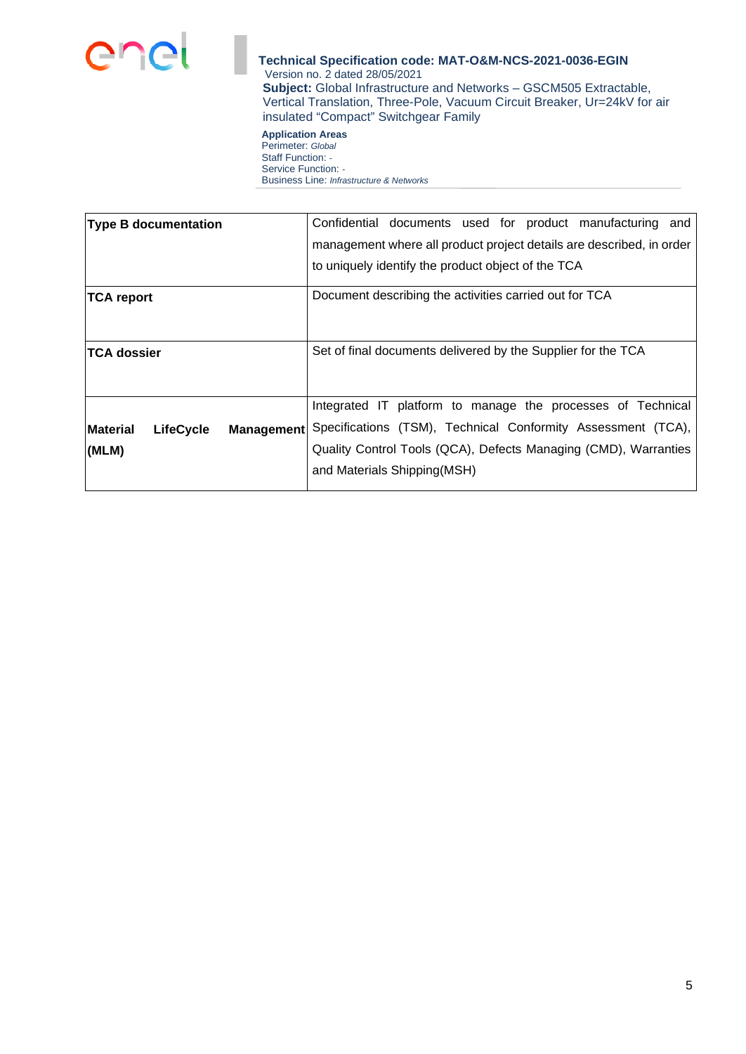| | |
|---|---|
| **Type B documentation** | Confidential documents used for product manufacturing and management where all product project details are described, in order to uniquely identify the product object of the TCA |
| **TCA report** | Document describing the activities carried out for TCA |
| **TCA dossier** | Set of final documents delivered by the Supplier for the TCA |
| **Material LifeCycle Management (MLM)** | Integrated IT platform to manage the processes of Technical Specifications (TSM), Technical Conformity Assessment (TCA), Quality Control Tools (QCA), Defects Managing (CMD), Warranties and Materials Shipping(MSH) |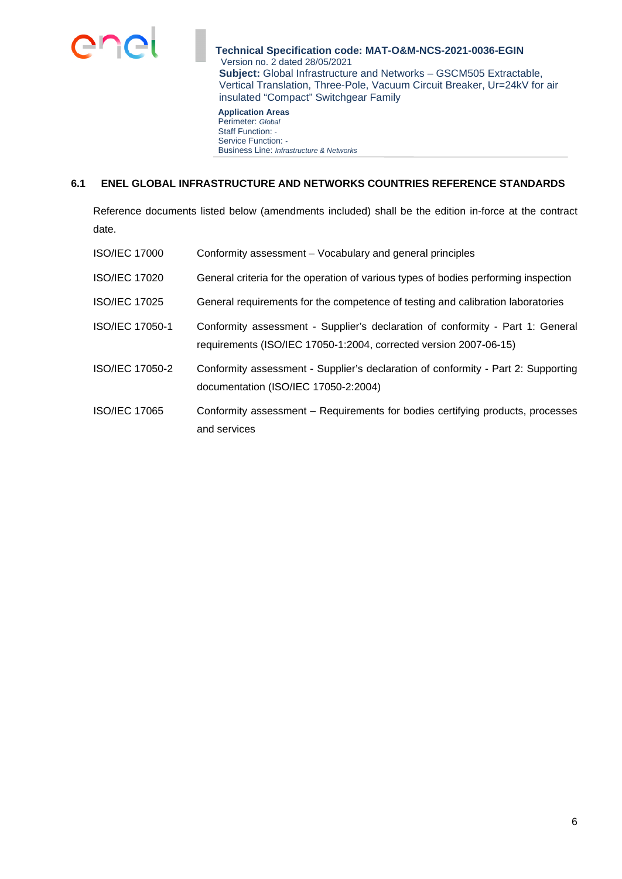## 6.1 ENEL GLOBAL INFRASTRUCTURE AND NETWORKS COUNTRIES REFERENCE STANDARDS

Reference documents listed below (amendments included) shall be the edition in-force at the contract date.

| | |
|---|---|
| ISO/IEC 17000 | Conformity assessment – Vocabulary and general principles |
| ISO/IEC 17020 | General criteria for the operation of various types of bodies performing inspection |
| ISO/IEC 17025 | General requirements for the competence of testing and calibration laboratories |
| ISO/IEC 17050-1 | Conformity assessment - Supplier's declaration of conformity - Part 1: General requirements (ISO/IEC 17050-1:2004, corrected version 2007-06-15) |
| ISO/IEC 17050-2 | Conformity assessment - Supplier's declaration of conformity - Part 2: Supporting documentation (ISO/IEC 17050-2:2004) |
| ISO/IEC 17065 | Conformity assessment – Requirements for bodies certifying products, processes and services |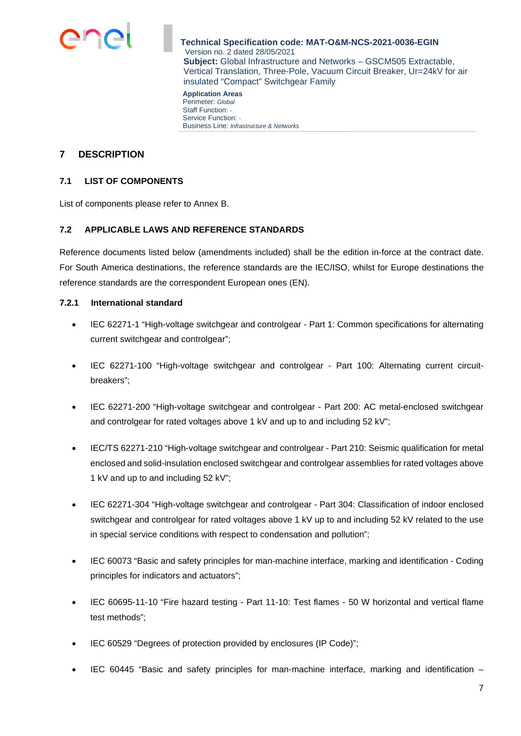## 7 DESCRIPTION

### 7.1 LIST OF COMPONENTS

List of components please refer to Annex B.

### 7.2 APPLICABLE LAWS AND REFERENCE STANDARDS

Reference documents listed below (amendments included) shall be the edition in-force at the contract date. For South America destinations, the reference standards are the IEC/ISO, whilst for Europe destinations the reference standards are the correspondent European ones (EN).

#### 7.2.1 International standard

- IEC 62271-1 "High-voltage switchgear and controlgear - Part 1: Common specifications for alternating current switchgear and controlgear";
- IEC 62271-100 "High-voltage switchgear and controlgear - Part 100: Alternating current circuit-breakers";
- IEC 62271-200 "High-voltage switchgear and controlgear - Part 200: AC metal-enclosed switchgear and controlgear for rated voltages above 1 kV and up to and including 52 kV";
- IEC/TS 62271-210 "High-voltage switchgear and controlgear - Part 210: Seismic qualification for metal enclosed and solid-insulation enclosed switchgear and controlgear assemblies for rated voltages above 1 kV and up to and including 52 kV";
- IEC 62271-304 "High-voltage switchgear and controlgear - Part 304: Classification of indoor enclosed switchgear and controlgear for rated voltages above 1 kV up to and including 52 kV related to the use in special service conditions with respect to condensation and pollution";
- IEC 60073 "Basic and safety principles for man-machine interface, marking and identification - Coding principles for indicators and actuators";
- IEC 60695-11-10 "Fire hazard testing - Part 11-10: Test flames - 50 W horizontal and vertical flame test methods";
- IEC 60529 "Degrees of protection provided by enclosures (IP Code)";
- IEC 60445 "Basic and safety principles for man-machine interface, marking and identification –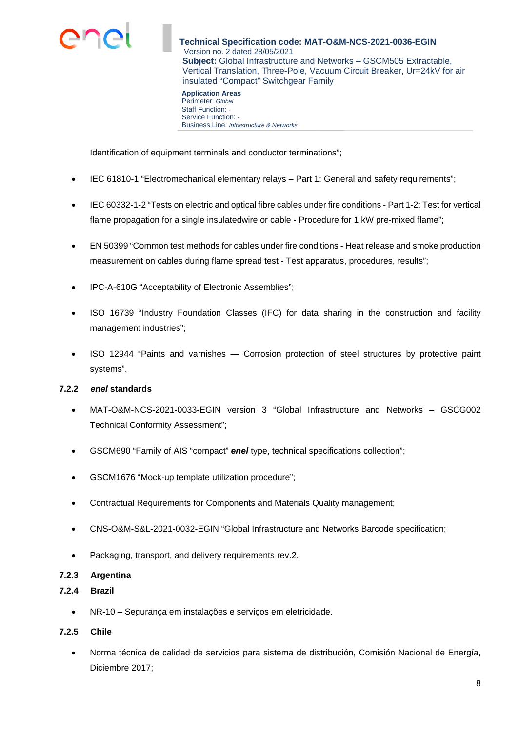Identification of equipment terminals and conductor terminations";

- IEC 61810-1 "Electromechanical elementary relays – Part 1: General and safety requirements";
- IEC 60332-1-2 "Tests on electric and optical fibre cables under fire conditions - Part 1-2: Test for vertical flame propagation for a single insulatedwire or cable - Procedure for 1 kW pre-mixed flame";
- EN 50399 "Common test methods for cables under fire conditions - Heat release and smoke production measurement on cables during flame spread test - Test apparatus, procedures, results";
- IPC-A-610G "Acceptability of Electronic Assemblies";
- ISO 16739 "Industry Foundation Classes (IFC) for data sharing in the construction and facility management industries";
- ISO 12944 "Paints and varnishes — Corrosion protection of steel structures by protective paint systems".

### 7.2.2 *enel* standards

- MAT-O&M-NCS-2021-0033-EGIN version 3 "Global Infrastructure and Networks – GSCG002 Technical Conformity Assessment";
- GSCM690 "Family of AIS "compact" ***enel*** type, technical specifications collection";
- GSCM1676 "Mock-up template utilization procedure";
- Contractual Requirements for Components and Materials Quality management;
- CNS-O&M-S&L-2021-0032-EGIN "Global Infrastructure and Networks Barcode specification;
- Packaging, transport, and delivery requirements rev.2.

### 7.2.3 Argentina

### 7.2.4 Brazil

- NR-10 – Segurança em instalações e serviços em eletricidade.

### 7.2.5 Chile

- Norma técnica de calidad de servicios para sistema de distribución, Comisión Nacional de Energía, Diciembre 2017;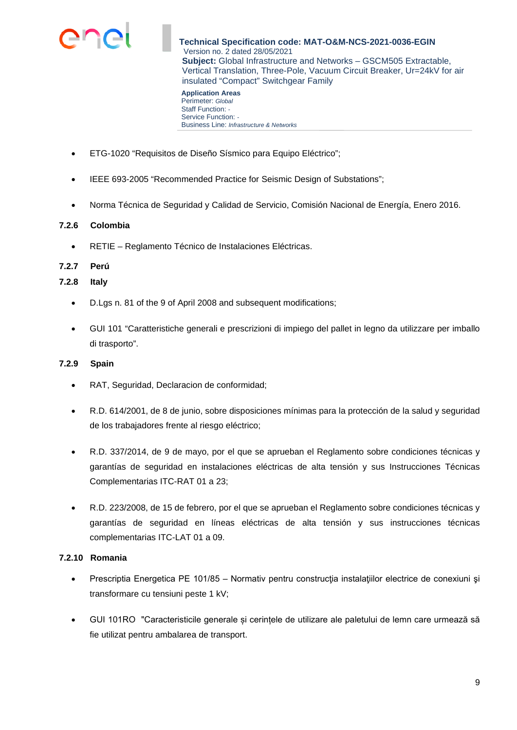- ETG-1020 “Requisitos de Diseño Sísmico para Equipo Eléctrico”;

- IEEE 693-2005 “Recommended Practice for Seismic Design of Substations”;

- Norma Técnica de Seguridad y Calidad de Servicio, Comisión Nacional de Energía, Enero 2016.

### 7.2.6 Colombia

- RETIE – Reglamento Técnico de Instalaciones Eléctricas.

### 7.2.7 Perú

### 7.2.8 Italy

- D.Lgs n. 81 of the 9 of April 2008 and subsequent modifications;

- GUI 101 “Caratteristiche generali e prescrizioni di impiego del pallet in legno da utilizzare per imballo di trasporto”.

### 7.2.9 Spain

- RAT, Seguridad, Declaracion de conformidad;

- R.D. 614/2001, de 8 de junio, sobre disposiciones mínimas para la protección de la salud y seguridad de los trabajadores frente al riesgo eléctrico;

- R.D. 337/2014, de 9 de mayo, por el que se aprueban el Reglamento sobre condiciones técnicas y garantías de seguridad en instalaciones eléctricas de alta tensión y sus Instrucciones Técnicas Complementarias ITC-RAT 01 a 23;

- R.D. 223/2008, de 15 de febrero, por el que se aprueban el Reglamento sobre condiciones técnicas y garantías de seguridad en líneas eléctricas de alta tensión y sus instrucciones técnicas complementarias ITC-LAT 01 a 09.

### 7.2.10 Romania

- Prescriptia Energetica PE 101/85 – Normativ pentru construcţia instalaţiilor electrice de conexiuni şi transformare cu tensiuni peste 1 kV;

- GUI 101RO "Caracteristicile generale și cerințele de utilizare ale paletului de lemn care urmează să fie utilizat pentru ambalarea de transport.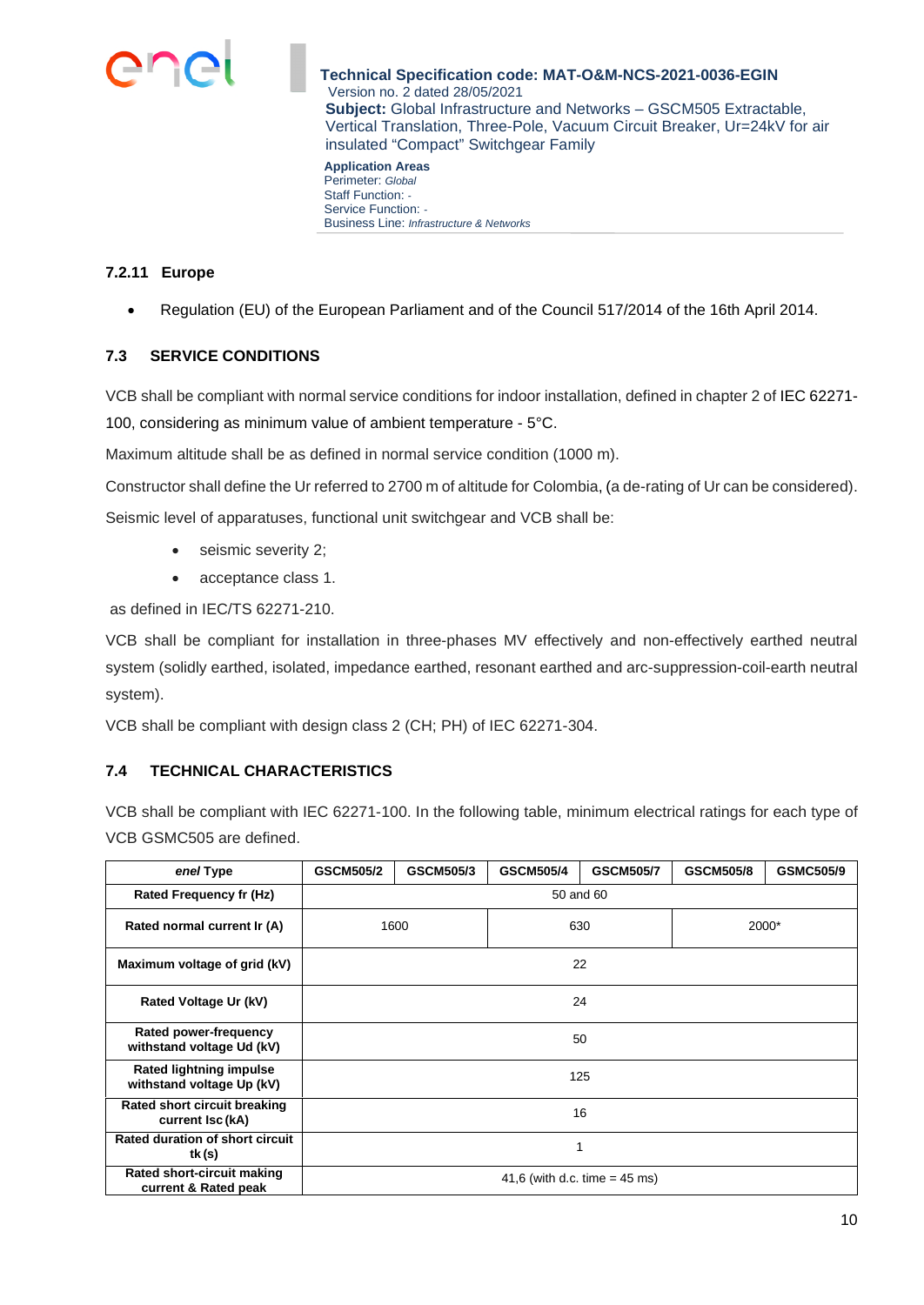#### 7.2.11 Europe

- Regulation (EU) of the European Parliament and of the Council 517/2014 of the 16th April 2014.

### 7.3 SERVICE CONDITIONS

VCB shall be compliant with normal service conditions for indoor installation, defined in chapter 2 of IEC 62271-100, considering as minimum value of ambient temperature - 5°C.

Maximum altitude shall be as defined in normal service condition (1000 m).

Constructor shall define the Ur referred to 2700 m of altitude for Colombia, (a de-rating of Ur can be considered).

Seismic level of apparatuses, functional unit switchgear and VCB shall be:

- seismic severity 2;
- acceptance class 1.

as defined in IEC/TS 62271-210.

VCB shall be compliant for installation in three-phases MV effectively and non-effectively earthed neutral system (solidly earthed, isolated, impedance earthed, resonant earthed and arc-suppression-coil-earth neutral system).

VCB shall be compliant with design class 2 (CH; PH) of IEC 62271-304.

### 7.4 TECHNICAL CHARACTERISTICS

VCB shall be compliant with IEC 62271-100. In the following table, minimum electrical ratings for each type of VCB GSMC505 are defined.

| *enel* Type | GSCM505/2 | GSCM505/3 | GSCM505/4 | GSCM505/7 | GSCM505/8 | GSMC505/9 |
|---|---|---|---|---|---|---|
| Rated Frequency fr (Hz) | 50 and 60 | | | | | |
| Rated normal current Ir (A) | 1600 | | 630 | | 2000* | |
| Maximum voltage of grid (kV) | 22 | | | | | |
| Rated Voltage Ur (kV) | 24 | | | | | |
| Rated power-frequency withstand voltage Ud (kV) | 50 | | | | | |
| Rated lightning impulse withstand voltage Up (kV) | 125 | | | | | |
| Rated short circuit breaking current Isc (kA) | 16 | | | | | |
| Rated duration of short circuit tk (s) | 1 | | | | | |
| Rated short-circuit making current & Rated peak | 41,6 (with d.c. time = 45 ms) | | | | | |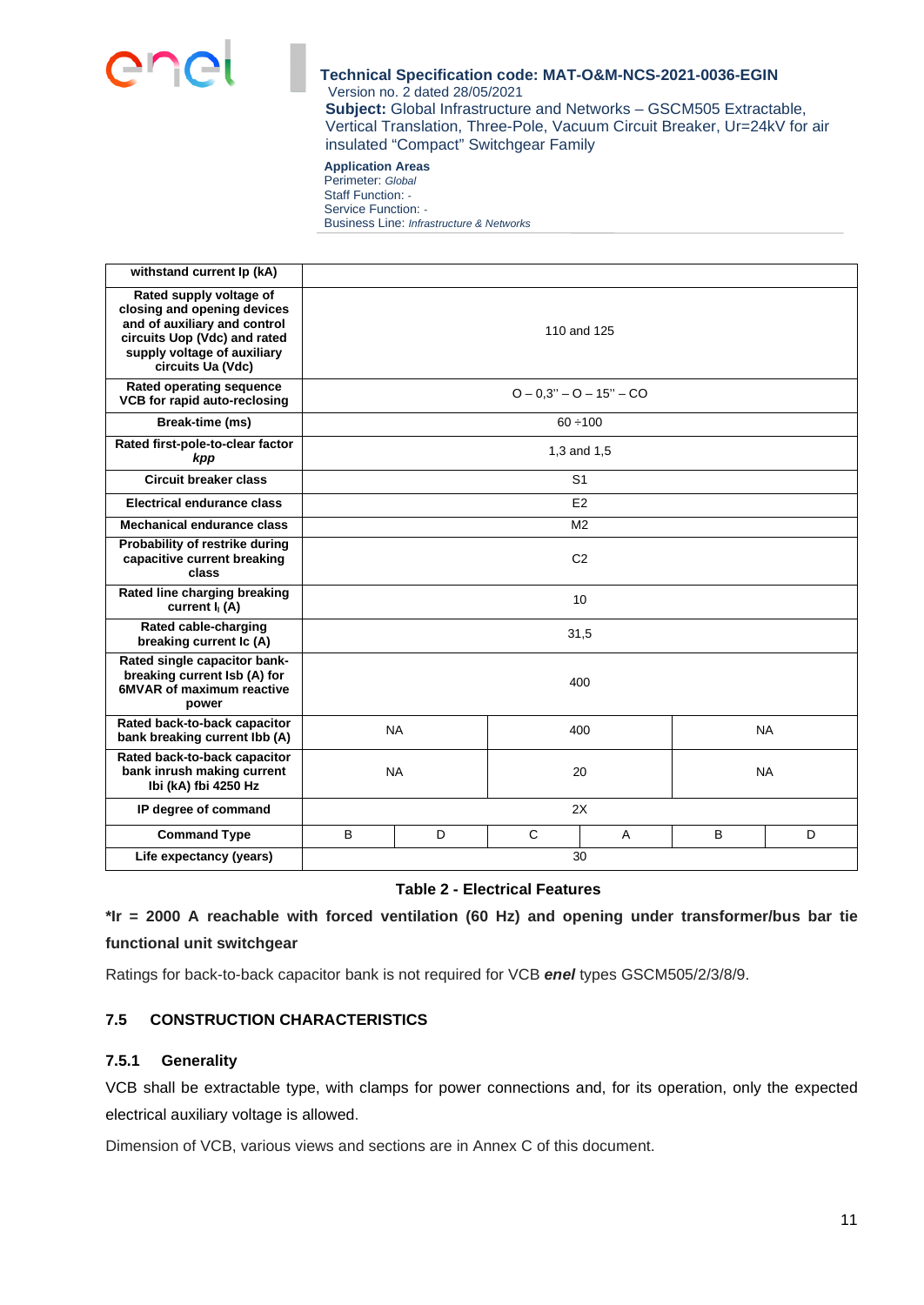| withstand current Ip (kA) | | | | | | |
|---|---|---|---|---|---|---|
| **Rated supply voltage of closing and opening devices and of auxiliary and control circuits Uop (Vdc) and rated supply voltage of auxiliary circuits Ua (Vdc)** | 110 and 125 | | | | | |
| **Rated operating sequence VCB for rapid auto-reclosing** | O – 0,3'' – O – 15'' – CO | | | | | |
| **Break-time (ms)** | 60 ÷100 | | | | | |
| **Rated first-pole-to-clear factor *kpp*** | 1,3 and 1,5 | | | | | |
| **Circuit breaker class** | S1 | | | | | |
| **Electrical endurance class** | E2 | | | | | |
| **Mechanical endurance class** | M2 | | | | | |
| **Probability of restrike during capacitive current breaking class** | C2 | | | | | |
| **Rated line charging breaking current $I_l$ (A)** | 10 | | | | | |
| **Rated cable-charging breaking current Ic (A)** | 31,5 | | | | | |
| **Rated single capacitor bank-breaking current Isb (A) for 6MVAR of maximum reactive power** | 400 | | | | | |
| **Rated back-to-back capacitor bank breaking current Ibb (A)** | NA | | 400 | | NA | |
| **Rated back-to-back capacitor bank inrush making current Ibi (kA) fbi 4250 Hz** | NA | | 20 | | NA | |
| **IP degree of command** | 2X | | | | | |
| **Command Type** | B | D | C | A | B | D |
| **Life expectancy (years)** | 30 | | | | | |

**Table 2 - Electrical Features**

**\*Ir = 2000 A reachable with forced ventilation (60 Hz) and opening under transformer/bus bar tie functional unit switchgear**

Ratings for back-to-back capacitor bank is not required for VCB ***enel*** types GSCM505/2/3/8/9.

### 7.5 CONSTRUCTION CHARACTERISTICS

#### 7.5.1 Generality

VCB shall be extractable type, with clamps for power connections and, for its operation, only the expected electrical auxiliary voltage is allowed.

Dimension of VCB, various views and sections are in Annex C of this document.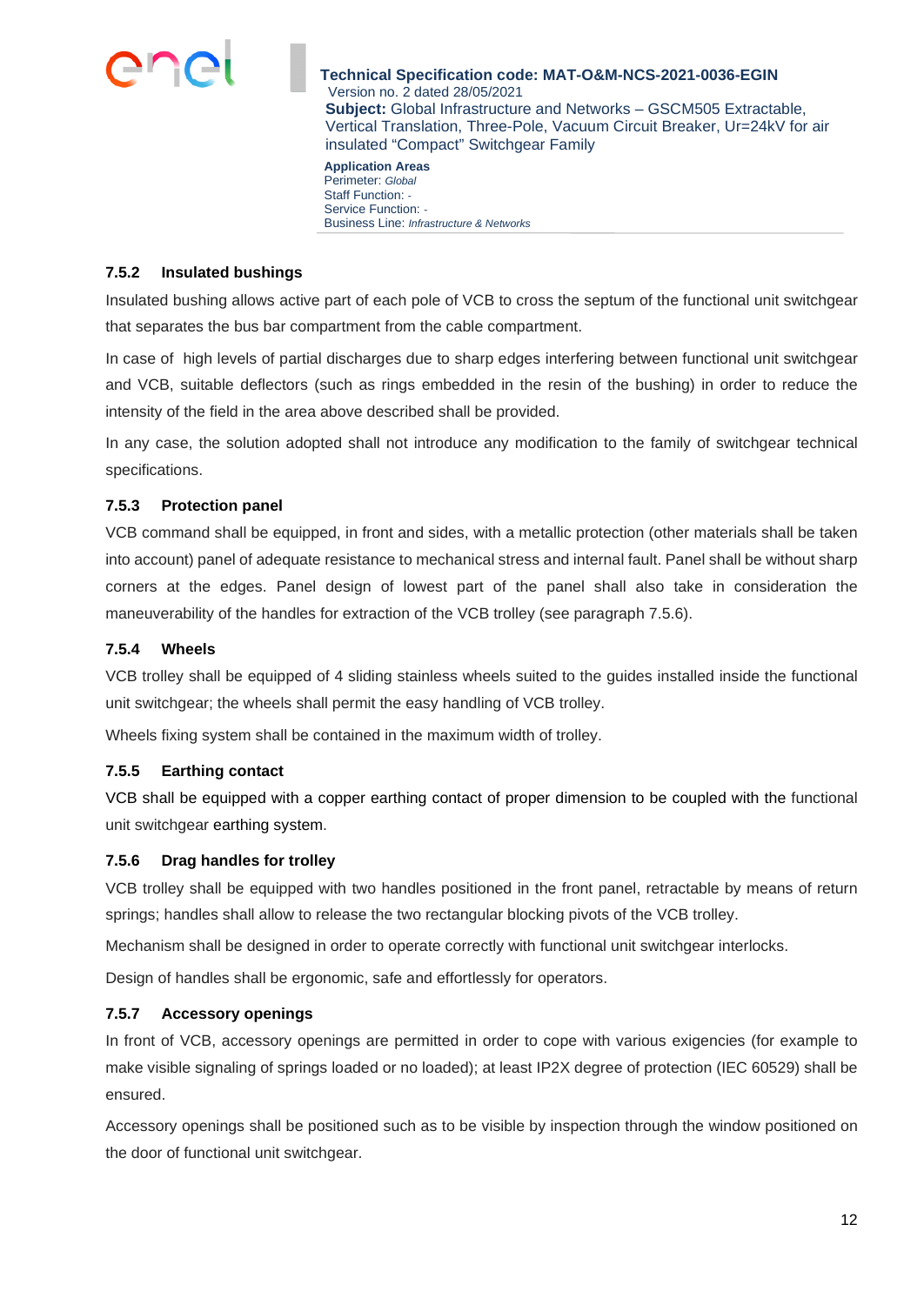### 7.5.2 Insulated bushings

Insulated bushing allows active part of each pole of VCB to cross the septum of the functional unit switchgear that separates the bus bar compartment from the cable compartment.

In case of high levels of partial discharges due to sharp edges interfering between functional unit switchgear and VCB, suitable deflectors (such as rings embedded in the resin of the bushing) in order to reduce the intensity of the field in the area above described shall be provided.

In any case, the solution adopted shall not introduce any modification to the family of switchgear technical specifications.

### 7.5.3 Protection panel

VCB command shall be equipped, in front and sides, with a metallic protection (other materials shall be taken into account) panel of adequate resistance to mechanical stress and internal fault. Panel shall be without sharp corners at the edges. Panel design of lowest part of the panel shall also take in consideration the maneuverability of the handles for extraction of the VCB trolley (see paragraph 7.5.6).

### 7.5.4 Wheels

VCB trolley shall be equipped of 4 sliding stainless wheels suited to the guides installed inside the functional unit switchgear; the wheels shall permit the easy handling of VCB trolley.

Wheels fixing system shall be contained in the maximum width of trolley.

### 7.5.5 Earthing contact

VCB shall be equipped with a copper earthing contact of proper dimension to be coupled with the functional unit switchgear earthing system.

### 7.5.6 Drag handles for trolley

VCB trolley shall be equipped with two handles positioned in the front panel, retractable by means of return springs; handles shall allow to release the two rectangular blocking pivots of the VCB trolley.

Mechanism shall be designed in order to operate correctly with functional unit switchgear interlocks.

Design of handles shall be ergonomic, safe and effortlessly for operators.

### 7.5.7 Accessory openings

In front of VCB, accessory openings are permitted in order to cope with various exigencies (for example to make visible signaling of springs loaded or no loaded); at least IP2X degree of protection (IEC 60529) shall be ensured.

Accessory openings shall be positioned such as to be visible by inspection through the window positioned on the door of functional unit switchgear.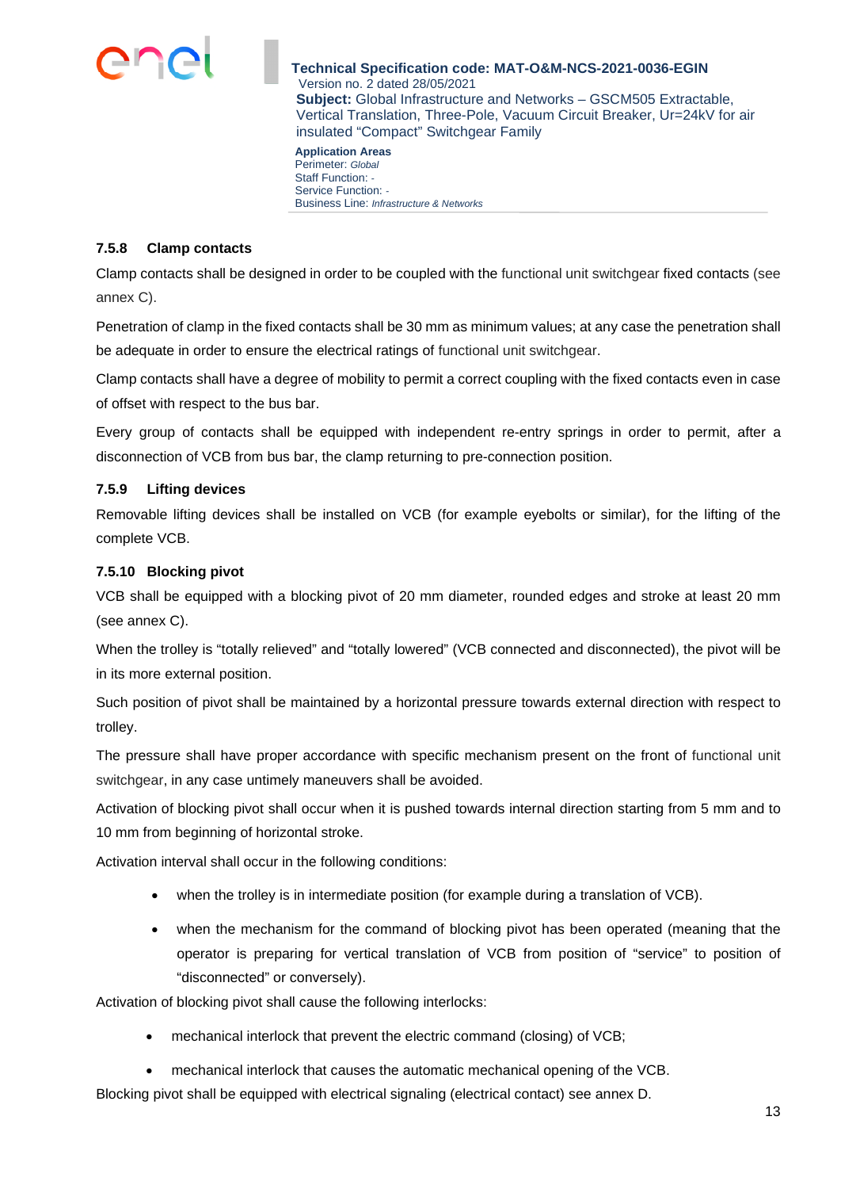### 7.5.8 Clamp contacts

Clamp contacts shall be designed in order to be coupled with the functional unit switchgear fixed contacts (see annex C).

Penetration of clamp in the fixed contacts shall be 30 mm as minimum values; at any case the penetration shall be adequate in order to ensure the electrical ratings of functional unit switchgear.

Clamp contacts shall have a degree of mobility to permit a correct coupling with the fixed contacts even in case of offset with respect to the bus bar.

Every group of contacts shall be equipped with independent re-entry springs in order to permit, after a disconnection of VCB from bus bar, the clamp returning to pre-connection position.

### 7.5.9 Lifting devices

Removable lifting devices shall be installed on VCB (for example eyebolts or similar), for the lifting of the complete VCB.

### 7.5.10 Blocking pivot

VCB shall be equipped with a blocking pivot of 20 mm diameter, rounded edges and stroke at least 20 mm (see annex C).

When the trolley is "totally relieved" and "totally lowered" (VCB connected and disconnected), the pivot will be in its more external position.

Such position of pivot shall be maintained by a horizontal pressure towards external direction with respect to trolley.

The pressure shall have proper accordance with specific mechanism present on the front of functional unit switchgear, in any case untimely maneuvers shall be avoided.

Activation of blocking pivot shall occur when it is pushed towards internal direction starting from 5 mm and to 10 mm from beginning of horizontal stroke.

Activation interval shall occur in the following conditions:

- when the trolley is in intermediate position (for example during a translation of VCB).
- when the mechanism for the command of blocking pivot has been operated (meaning that the operator is preparing for vertical translation of VCB from position of "service" to position of "disconnected" or conversely).

Activation of blocking pivot shall cause the following interlocks:

- mechanical interlock that prevent the electric command (closing) of VCB;
- mechanical interlock that causes the automatic mechanical opening of the VCB.

Blocking pivot shall be equipped with electrical signaling (electrical contact) see annex D.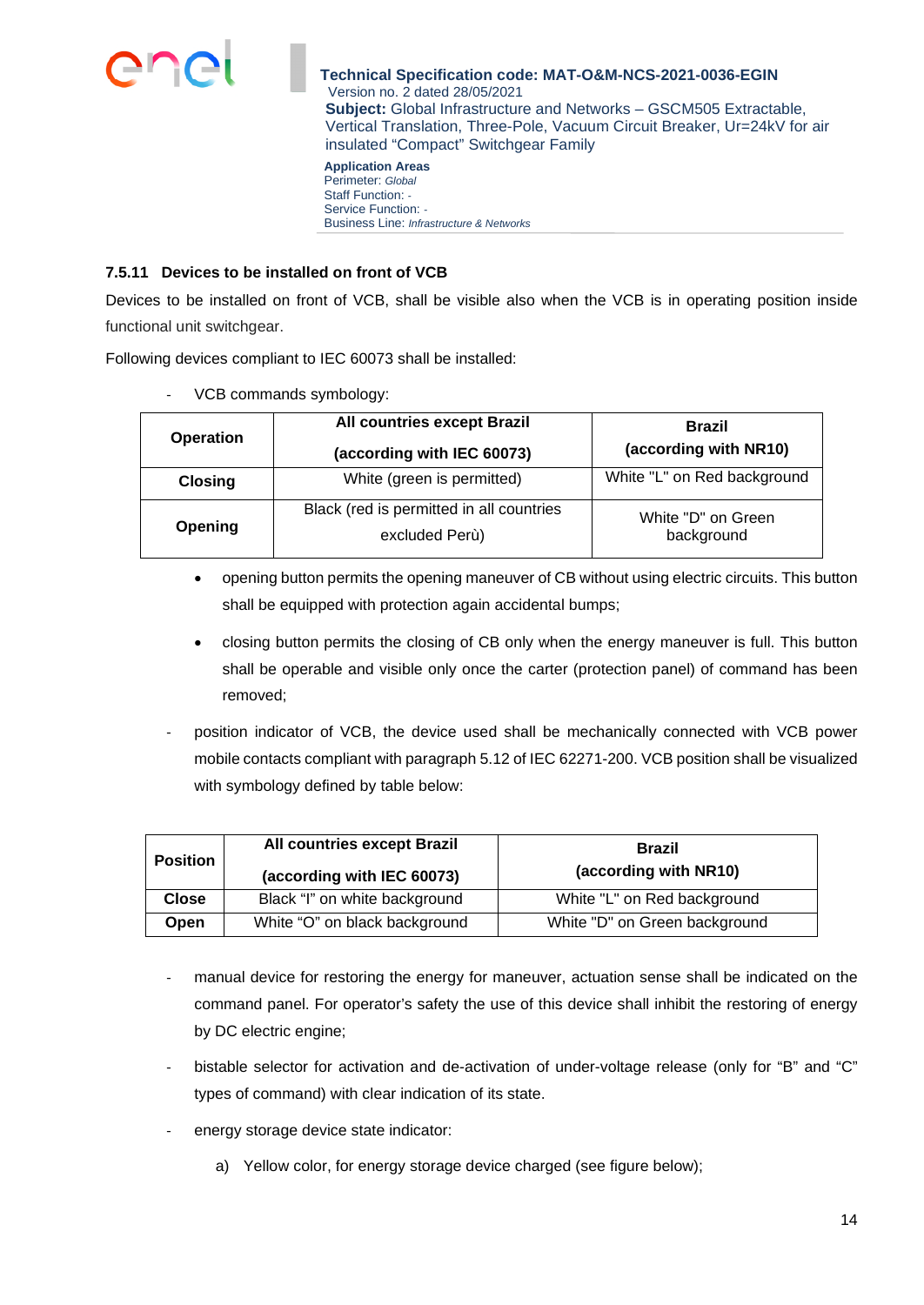### 7.5.11 Devices to be installed on front of VCB

Devices to be installed on front of VCB, shall be visible also when the VCB is in operating position inside functional unit switchgear.

Following devices compliant to IEC 60073 shall be installed:

- VCB commands symbology:

| Operation | All countries except Brazil (according with IEC 60073) | Brazil (according with NR10) |
|---|---|---|
| **Closing** | White (green is permitted) | White "L" on Red background |
| **Opening** | Black (red is permitted in all countries excluded Perù) | White "D" on Green background |

- opening button permits the opening maneuver of CB without using electric circuits. This button shall be equipped with protection again accidental bumps;
- closing button permits the closing of CB only when the energy maneuver is full. This button shall be operable and visible only once the carter (protection panel) of command has been removed;

- position indicator of VCB, the device used shall be mechanically connected with VCB power mobile contacts compliant with paragraph 5.12 of IEC 62271-200. VCB position shall be visualized with symbology defined by table below:

| Position | All countries except Brazil (according with IEC 60073) | Brazil (according with NR10) |
|---|---|---|
| **Close** | Black "I" on white background | White "L" on Red background |
| **Open** | White "O" on black background | White "D" on Green background |

- manual device for restoring the energy for maneuver, actuation sense shall be indicated on the command panel. For operator's safety the use of this device shall inhibit the restoring of energy by DC electric engine;
- bistable selector for activation and de-activation of under-voltage release (only for "B" and "C" types of command) with clear indication of its state.
- energy storage device state indicator:
  a) Yellow color, for energy storage device charged (see figure below);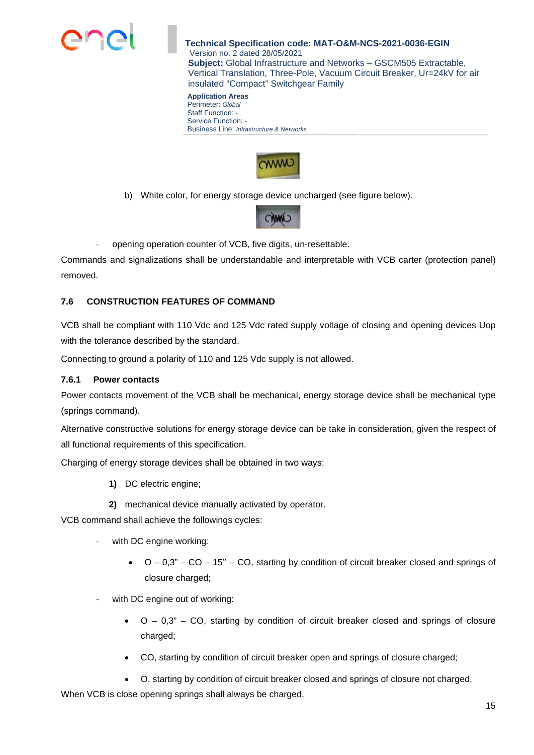b) White color, for energy storage device uncharged (see figure below).

- opening operation counter of VCB, five digits, un-resettable.

Commands and signalizations shall be understandable and interpretable with VCB carter (protection panel) removed.

### 7.6 CONSTRUCTION FEATURES OF COMMAND

VCB shall be compliant with 110 Vdc and 125 Vdc rated supply voltage of closing and opening devices Uop with the tolerance described by the standard.

Connecting to ground a polarity of 110 and 125 Vdc supply is not allowed.

#### 7.6.1 Power contacts

Power contacts movement of the VCB shall be mechanical, energy storage device shall be mechanical type (springs command).

Alternative constructive solutions for energy storage device can be take in consideration, given the respect of all functional requirements of this specification.

Charging of energy storage devices shall be obtained in two ways:

**1)** DC electric engine;

**2)** mechanical device manually activated by operator.

VCB command shall achieve the followings cycles:

- with DC engine working:
  - O – 0,3" – CO – 15'' – CO, starting by condition of circuit breaker closed and springs of closure charged;
- with DC engine out of working:
  - O – 0,3" – CO, starting by condition of circuit breaker closed and springs of closure charged;
  - CO, starting by condition of circuit breaker open and springs of closure charged;
  - O, starting by condition of circuit breaker closed and springs of closure not charged.

When VCB is close opening springs shall always be charged.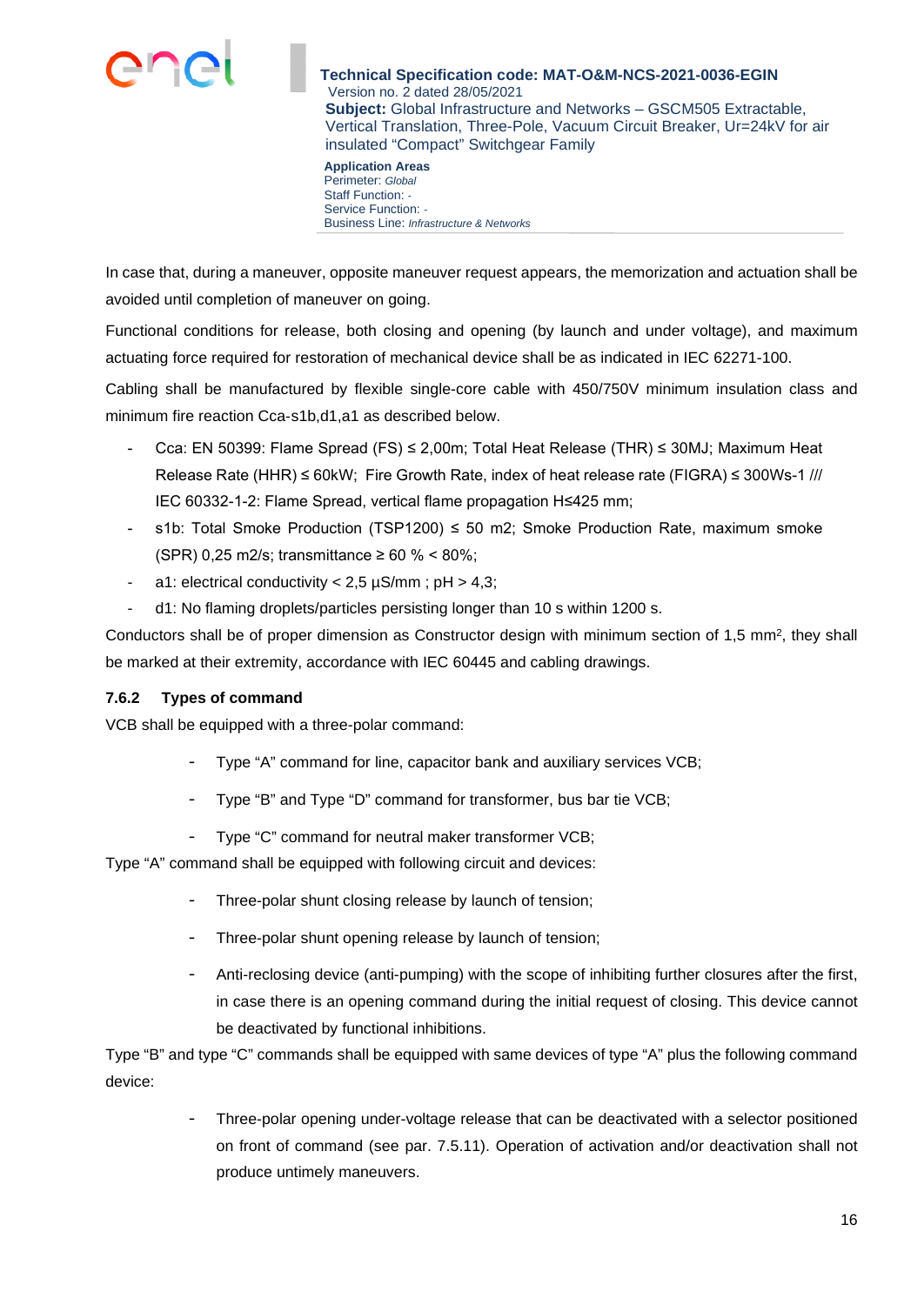In case that, during a maneuver, opposite maneuver request appears, the memorization and actuation shall be avoided until completion of maneuver on going.

Functional conditions for release, both closing and opening (by launch and under voltage), and maximum actuating force required for restoration of mechanical device shall be as indicated in IEC 62271-100.

Cabling shall be manufactured by flexible single-core cable with 450/750V minimum insulation class and minimum fire reaction Cca-s1b,d1,a1 as described below.

- Cca: EN 50399: Flame Spread (FS) ≤ 2,00m; Total Heat Release (THR) ≤ 30MJ; Maximum Heat Release Rate (HHR) ≤ 60kW; Fire Growth Rate, index of heat release rate (FIGRA) ≤ 300Ws-1 /// IEC 60332-1-2: Flame Spread, vertical flame propagation H≤425 mm;
- s1b: Total Smoke Production (TSP1200) ≤ 50 m2; Smoke Production Rate, maximum smoke (SPR) 0,25 m2/s; transmittance ≥ 60 % < 80%;
- a1: electrical conductivity < 2,5 µS/mm ; pH > 4,3;
- d1: No flaming droplets/particles persisting longer than 10 s within 1200 s.

Conductors shall be of proper dimension as Constructor design with minimum section of 1,5 mm$^2$, they shall be marked at their extremity, accordance with IEC 60445 and cabling drawings.

### 7.6.2 Types of command

VCB shall be equipped with a three-polar command:

- Type “A” command for line, capacitor bank and auxiliary services VCB;
- Type “B” and Type “D” command for transformer, bus bar tie VCB;
- Type “C” command for neutral maker transformer VCB;

Type “A” command shall be equipped with following circuit and devices:

- Three-polar shunt closing release by launch of tension;
- Three-polar shunt opening release by launch of tension;
- Anti-reclosing device (anti-pumping) with the scope of inhibiting further closures after the first, in case there is an opening command during the initial request of closing. This device cannot be deactivated by functional inhibitions.

Type “B” and type “C” commands shall be equipped with same devices of type “A” plus the following command device:

- Three-polar opening under-voltage release that can be deactivated with a selector positioned on front of command (see par. 7.5.11). Operation of activation and/or deactivation shall not produce untimely maneuvers.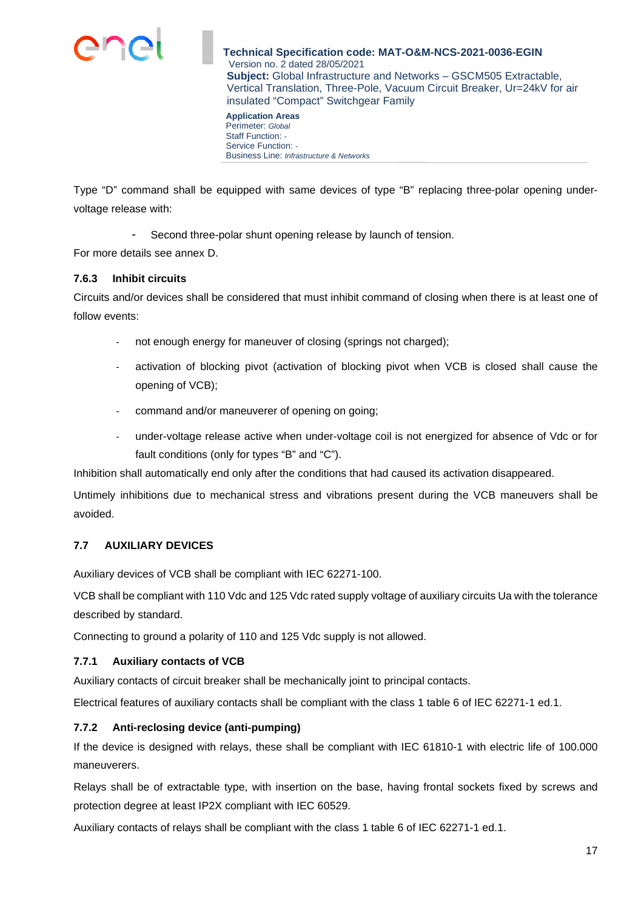Type "D" command shall be equipped with same devices of type "B" replacing three-polar opening under-voltage release with:

- Second three-polar shunt opening release by launch of tension.

For more details see annex D.

### 7.6.3 Inhibit circuits

Circuits and/or devices shall be considered that must inhibit command of closing when there is at least one of follow events:

- not enough energy for maneuver of closing (springs not charged);
- activation of blocking pivot (activation of blocking pivot when VCB is closed shall cause the opening of VCB);
- command and/or maneuverer of opening on going;
- under-voltage release active when under-voltage coil is not energized for absence of Vdc or for fault conditions (only for types "B" and "C").

Inhibition shall automatically end only after the conditions that had caused its activation disappeared.

Untimely inhibitions due to mechanical stress and vibrations present during the VCB maneuvers shall be avoided.

## 7.7 AUXILIARY DEVICES

Auxiliary devices of VCB shall be compliant with IEC 62271-100.

VCB shall be compliant with 110 Vdc and 125 Vdc rated supply voltage of auxiliary circuits Ua with the tolerance described by standard.

Connecting to ground a polarity of 110 and 125 Vdc supply is not allowed.

### 7.7.1 Auxiliary contacts of VCB

Auxiliary contacts of circuit breaker shall be mechanically joint to principal contacts.

Electrical features of auxiliary contacts shall be compliant with the class 1 table 6 of IEC 62271-1 ed.1.

### 7.7.2 Anti-reclosing device (anti-pumping)

If the device is designed with relays, these shall be compliant with IEC 61810-1 with electric life of 100.000 maneuverers.

Relays shall be of extractable type, with insertion on the base, having frontal sockets fixed by screws and protection degree at least IP2X compliant with IEC 60529.

Auxiliary contacts of relays shall be compliant with the class 1 table 6 of IEC 62271-1 ed.1.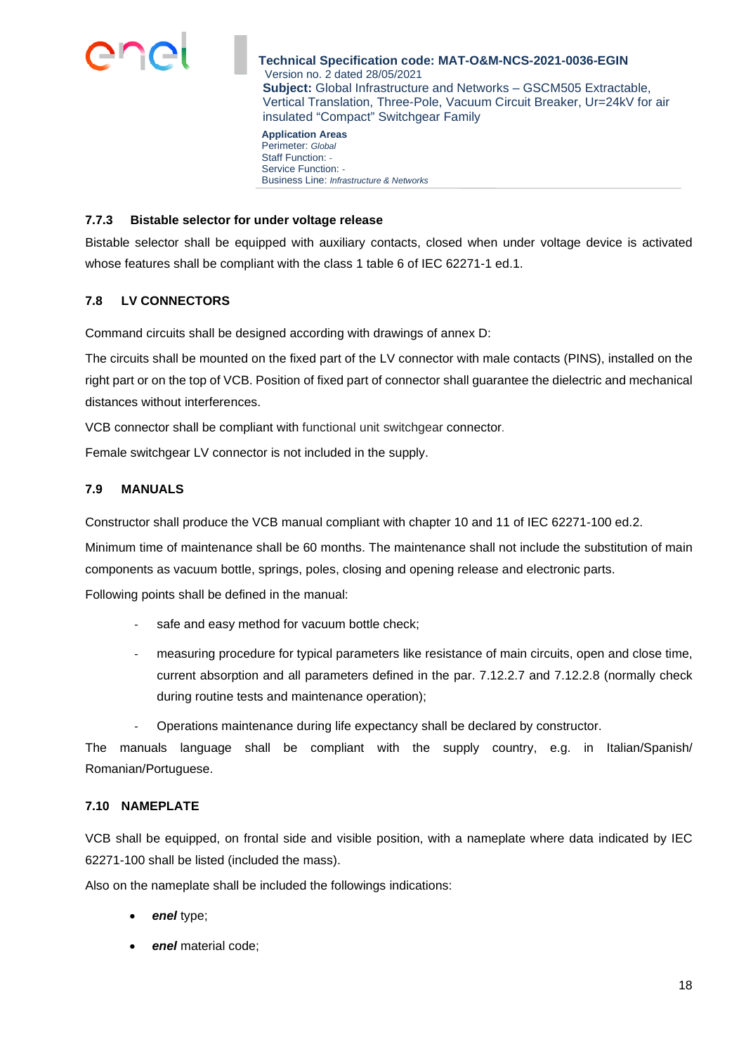### 7.7.3 Bistable selector for under voltage release

Bistable selector shall be equipped with auxiliary contacts, closed when under voltage device is activated whose features shall be compliant with the class 1 table 6 of IEC 62271-1 ed.1.

## 7.8 LV CONNECTORS

Command circuits shall be designed according with drawings of annex D:

The circuits shall be mounted on the fixed part of the LV connector with male contacts (PINS), installed on the right part or on the top of VCB. Position of fixed part of connector shall guarantee the dielectric and mechanical distances without interferences.

VCB connector shall be compliant with functional unit switchgear connector.

Female switchgear LV connector is not included in the supply.

## 7.9 MANUALS

Constructor shall produce the VCB manual compliant with chapter 10 and 11 of IEC 62271-100 ed.2.

Minimum time of maintenance shall be 60 months. The maintenance shall not include the substitution of main components as vacuum bottle, springs, poles, closing and opening release and electronic parts.

Following points shall be defined in the manual:

- safe and easy method for vacuum bottle check;
- measuring procedure for typical parameters like resistance of main circuits, open and close time, current absorption and all parameters defined in the par. 7.12.2.7 and 7.12.2.8 (normally check during routine tests and maintenance operation);
- Operations maintenance during life expectancy shall be declared by constructor.

The manuals language shall be compliant with the supply country, e.g. in Italian/Spanish/ Romanian/Portuguese.

## 7.10 NAMEPLATE

VCB shall be equipped, on frontal side and visible position, with a nameplate where data indicated by IEC 62271-100 shall be listed (included the mass).

Also on the nameplate shall be included the followings indications:

- ***enel*** type;
- ***enel*** material code;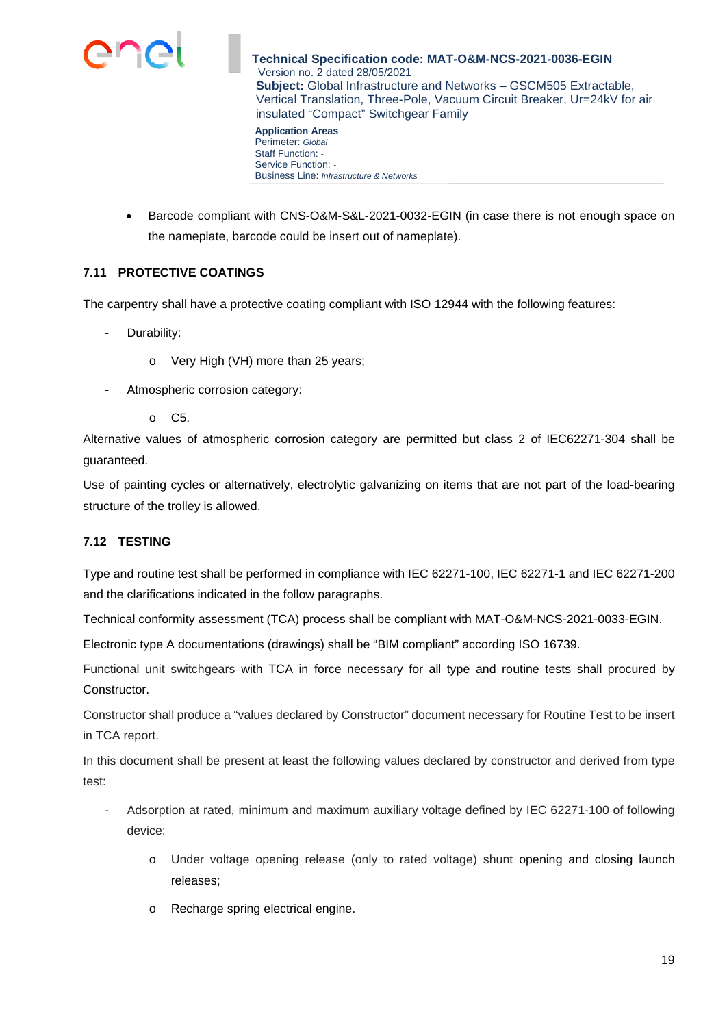- Barcode compliant with CNS-O&M-S&L-2021-0032-EGIN (in case there is not enough space on the nameplate, barcode could be insert out of nameplate).

### 7.11 PROTECTIVE COATINGS

The carpentry shall have a protective coating compliant with ISO 12944 with the following features:

- Durability:
  - Very High (VH) more than 25 years;
- Atmospheric corrosion category:
  - C5.

Alternative values of atmospheric corrosion category are permitted but class 2 of IEC62271-304 shall be guaranteed.

Use of painting cycles or alternatively, electrolytic galvanizing on items that are not part of the load-bearing structure of the trolley is allowed.

### 7.12 TESTING

Type and routine test shall be performed in compliance with IEC 62271-100, IEC 62271-1 and IEC 62271-200 and the clarifications indicated in the follow paragraphs.

Technical conformity assessment (TCA) process shall be compliant with MAT-O&M-NCS-2021-0033-EGIN.

Electronic type A documentations (drawings) shall be "BIM compliant" according ISO 16739.

Functional unit switchgears with TCA in force necessary for all type and routine tests shall procured by Constructor.

Constructor shall produce a "values declared by Constructor" document necessary for Routine Test to be insert in TCA report.

In this document shall be present at least the following values declared by constructor and derived from type test:

- Adsorption at rated, minimum and maximum auxiliary voltage defined by IEC 62271-100 of following device:
  - Under voltage opening release (only to rated voltage) shunt opening and closing launch releases;
  - Recharge spring electrical engine.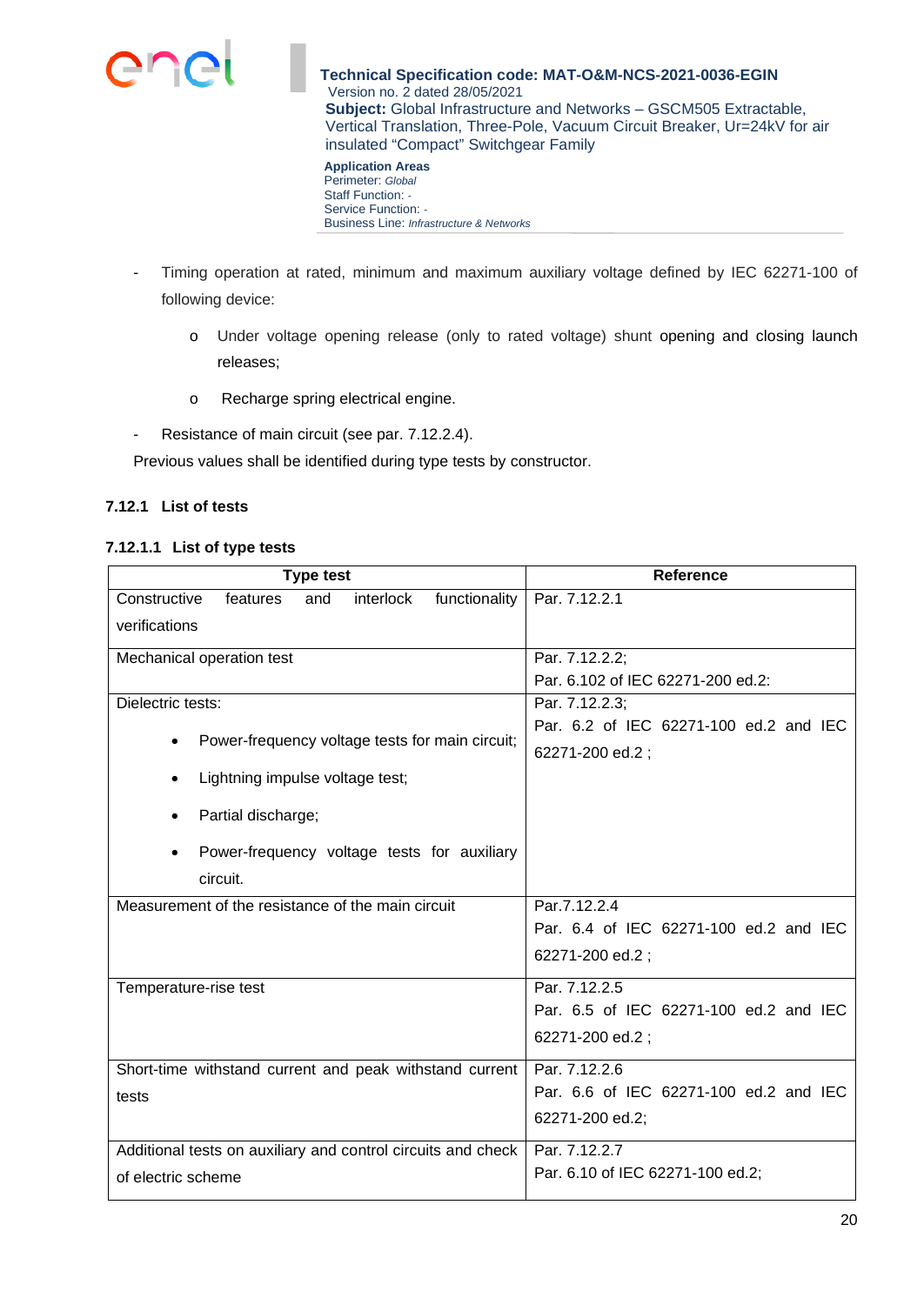- Timing operation at rated, minimum and maximum auxiliary voltage defined by IEC 62271-100 of following device:
    - Under voltage opening release (only to rated voltage) shunt opening and closing launch releases;
    - Recharge spring electrical engine.
- Resistance of main circuit (see par. 7.12.2.4).

Previous values shall be identified during type tests by constructor.

### 7.12.1 List of tests

#### 7.12.1.1 List of type tests

| Type test | Reference |
|---|---|
| Constructive features and interlock functionality verifications | Par. 7.12.2.1 |
| Mechanical operation test | Par. 7.12.2.2;<br>Par. 6.102 of IEC 62271-200 ed.2: |
| Dielectric tests:<br>• Power-frequency voltage tests for main circuit;<br>• Lightning impulse voltage test;<br>• Partial discharge;<br>• Power-frequency voltage tests for auxiliary circuit. | Par. 7.12.2.3;<br>Par. 6.2 of IEC 62271-100 ed.2 and IEC 62271-200 ed.2 ; |
| Measurement of the resistance of the main circuit | Par.7.12.2.4<br>Par. 6.4 of IEC 62271-100 ed.2 and IEC 62271-200 ed.2 ; |
| Temperature-rise test | Par. 7.12.2.5<br>Par. 6.5 of IEC 62271-100 ed.2 and IEC 62271-200 ed.2 ; |
| Short-time withstand current and peak withstand current tests | Par. 7.12.2.6<br>Par. 6.6 of IEC 62271-100 ed.2 and IEC 62271-200 ed.2; |
| Additional tests on auxiliary and control circuits and check of electric scheme | Par. 7.12.2.7<br>Par. 6.10 of IEC 62271-100 ed.2; |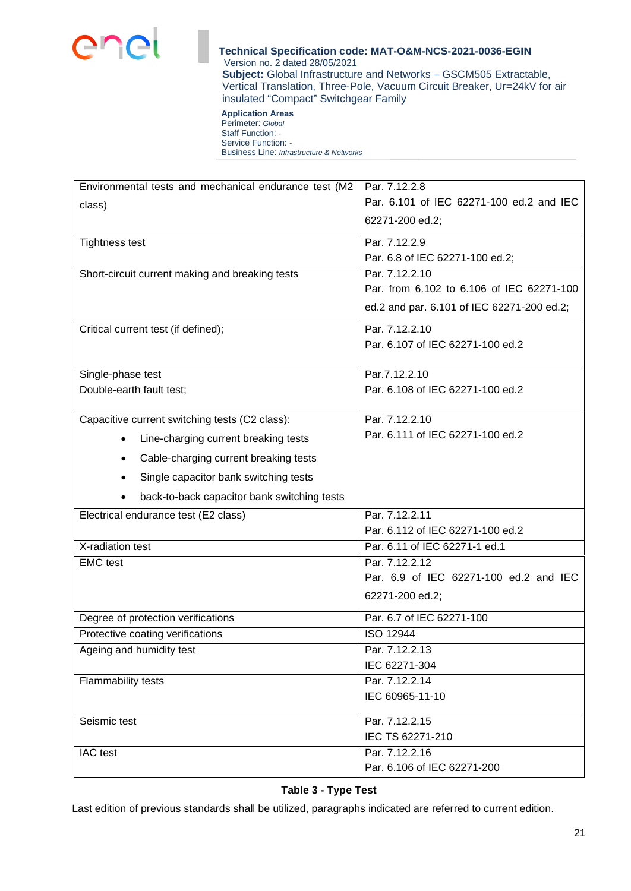| | |
|---|---|
| Environmental tests and mechanical endurance test (M2 class) | Par. 7.12.2.8<br>Par. 6.101 of IEC 62271-100 ed.2 and IEC 62271-200 ed.2; |
| Tightness test | Par. 7.12.2.9<br>Par. 6.8 of IEC 62271-100 ed.2; |
| Short-circuit current making and breaking tests | Par. 7.12.2.10<br>Par. from 6.102 to 6.106 of IEC 62271-100 ed.2 and par. 6.101 of IEC 62271-200 ed.2; |
| Critical current test (if defined); | Par. 7.12.2.10<br>Par. 6.107 of IEC 62271-100 ed.2 |
| Single-phase test<br>Double-earth fault test; | Par.7.12.2.10<br>Par. 6.108 of IEC 62271-100 ed.2 |
| Capacitive current switching tests (C2 class):<br>• Line-charging current breaking tests<br>• Cable-charging current breaking tests<br>• Single capacitor bank switching tests<br>• back-to-back capacitor bank switching tests | Par. 7.12.2.10<br>Par. 6.111 of IEC 62271-100 ed.2 |
| Electrical endurance test (E2 class) | Par. 7.12.2.11<br>Par. 6.112 of IEC 62271-100 ed.2 |
| X-radiation test | Par. 6.11 of IEC 62271-1 ed.1 |
| EMC test | Par. 7.12.2.12<br>Par. 6.9 of IEC 62271-100 ed.2 and IEC 62271-200 ed.2; |
| Degree of protection verifications | Par. 6.7 of IEC 62271-100 |
| Protective coating verifications | ISO 12944 |
| Ageing and humidity test | Par. 7.12.2.13<br>IEC 62271-304 |
| Flammability tests | Par. 7.12.2.14<br>IEC 60965-11-10 |
| Seismic test | Par. 7.12.2.15<br>IEC TS 62271-210 |
| IAC test | Par. 7.12.2.16<br>Par. 6.106 of IEC 62271-200 |

**Table 3 - Type Test**

Last edition of previous standards shall be utilized, paragraphs indicated are referred to current edition.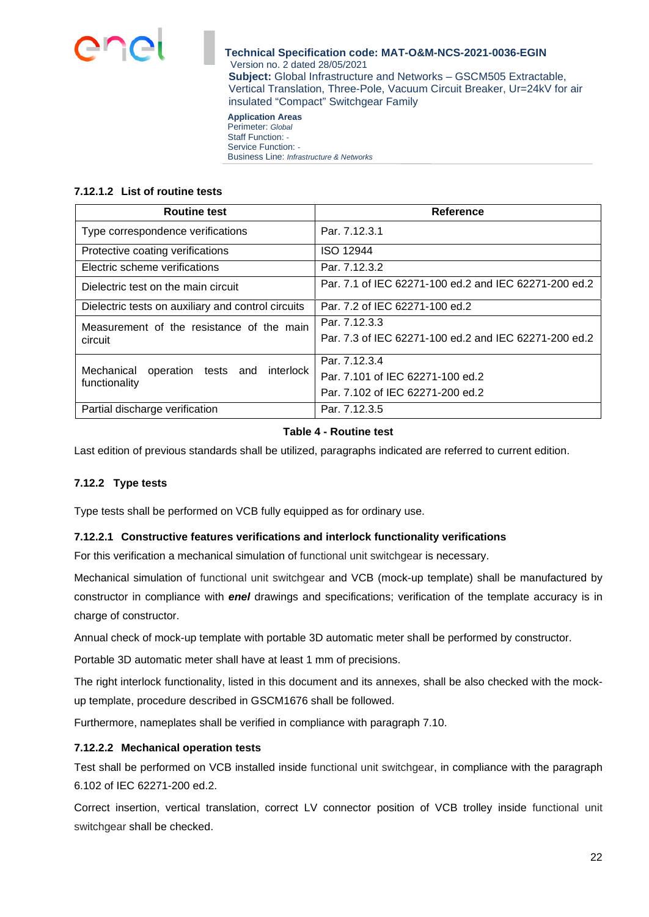#### 7.12.1.2 List of routine tests

| Routine test | Reference |
|---|---|
| Type correspondence verifications | Par. 7.12.3.1 |
| Protective coating verifications | ISO 12944 |
| Electric scheme verifications | Par. 7.12.3.2 |
| Dielectric test on the main circuit | Par. 7.1 of IEC 62271-100 ed.2 and IEC 62271-200 ed.2 |
| Dielectric tests on auxiliary and control circuits | Par. 7.2 of IEC 62271-100 ed.2 |
| Measurement of the resistance of the main circuit | Par. 7.12.3.3<br>Par. 7.3 of IEC 62271-100 ed.2 and IEC 62271-200 ed.2 |
| Mechanical operation tests and interlock functionality | Par. 7.12.3.4<br>Par. 7.101 of IEC 62271-100 ed.2<br>Par. 7.102 of IEC 62271-200 ed.2 |
| Partial discharge verification | Par. 7.12.3.5 |

**Table 4 - Routine test**

Last edition of previous standards shall be utilized, paragraphs indicated are referred to current edition.

### 7.12.2 Type tests

Type tests shall be performed on VCB fully equipped as for ordinary use.

#### 7.12.2.1 Constructive features verifications and interlock functionality verifications

For this verification a mechanical simulation of functional unit switchgear is necessary.

Mechanical simulation of functional unit switchgear and VCB (mock-up template) shall be manufactured by constructor in compliance with ***enel*** drawings and specifications; verification of the template accuracy is in charge of constructor.

Annual check of mock-up template with portable 3D automatic meter shall be performed by constructor.

Portable 3D automatic meter shall have at least 1 mm of precisions.

The right interlock functionality, listed in this document and its annexes, shall be also checked with the mock-up template, procedure described in GSCM1676 shall be followed.

Furthermore, nameplates shall be verified in compliance with paragraph 7.10.

#### 7.12.2.2 Mechanical operation tests

Test shall be performed on VCB installed inside functional unit switchgear, in compliance with the paragraph 6.102 of IEC 62271-200 ed.2.

Correct insertion, vertical translation, correct LV connector position of VCB trolley inside functional unit switchgear shall be checked.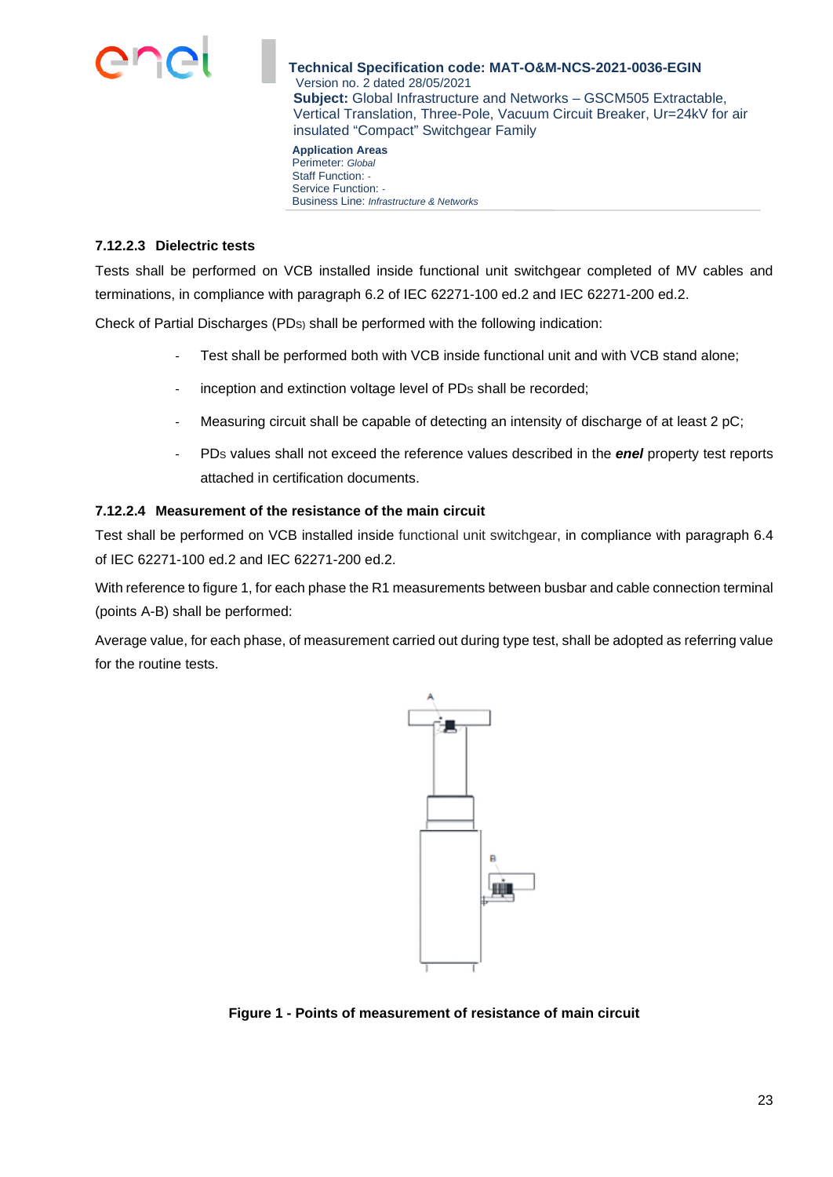#### 7.12.2.3 Dielectric tests

Tests shall be performed on VCB installed inside functional unit switchgear completed of MV cables and terminations, in compliance with paragraph 6.2 of IEC 62271-100 ed.2 and IEC 62271-200 ed.2.

Check of Partial Discharges (PDs) shall be performed with the following indication:

- Test shall be performed both with VCB inside functional unit and with VCB stand alone;
- inception and extinction voltage level of PDs shall be recorded;
- Measuring circuit shall be capable of detecting an intensity of discharge of at least 2 pC;
- PDs values shall not exceed the reference values described in the ***enel*** property test reports attached in certification documents.

#### 7.12.2.4 Measurement of the resistance of the main circuit

Test shall be performed on VCB installed inside functional unit switchgear, in compliance with paragraph 6.4 of IEC 62271-100 ed.2 and IEC 62271-200 ed.2.

With reference to figure 1, for each phase the R1 measurements between busbar and cable connection terminal (points A-B) shall be performed:

Average value, for each phase, of measurement carried out during type test, shall be adopted as referring value for the routine tests.

**Figure 1 - Points of measurement of resistance of main circuit**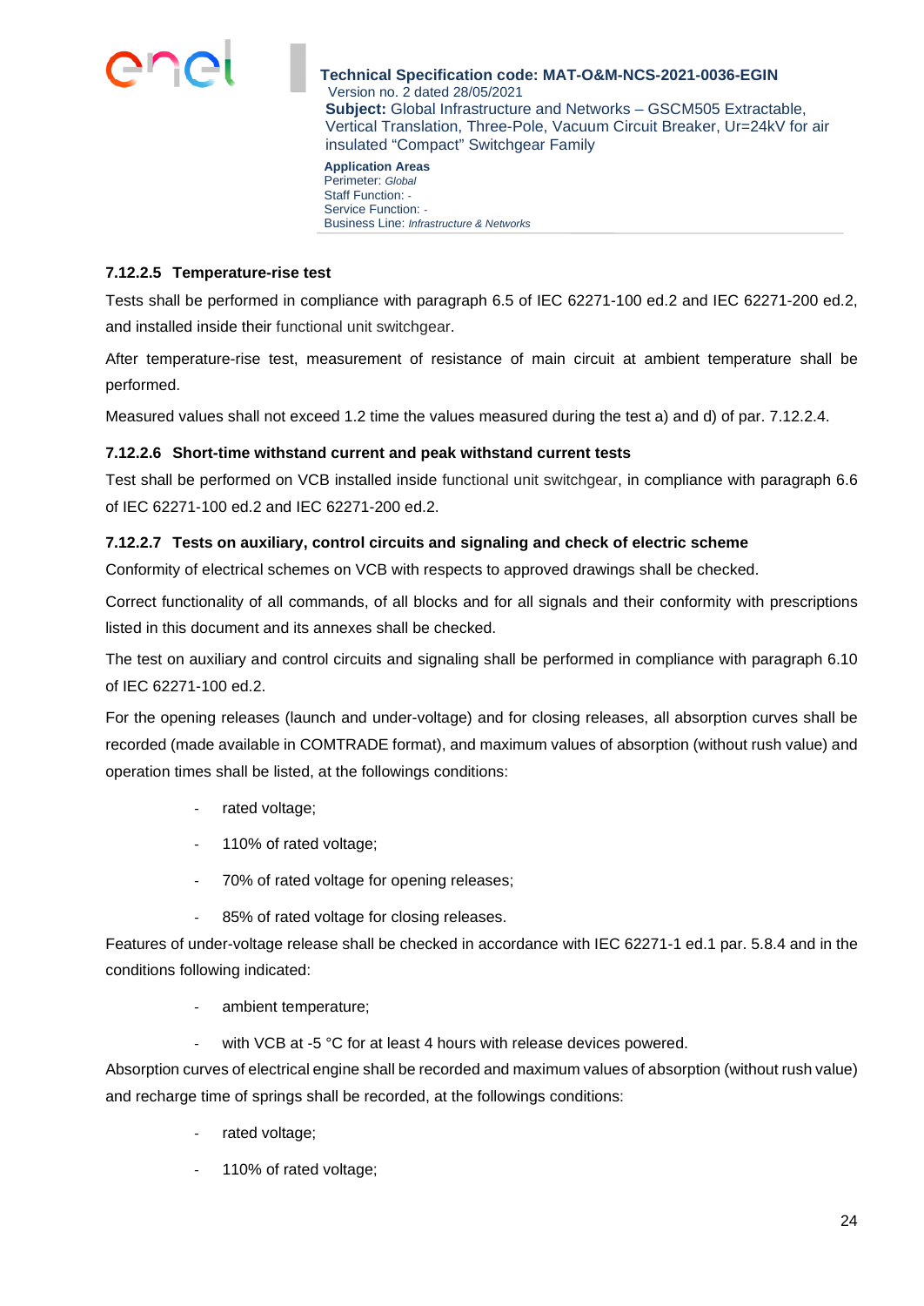#### 7.12.2.5 Temperature-rise test

Tests shall be performed in compliance with paragraph 6.5 of IEC 62271-100 ed.2 and IEC 62271-200 ed.2, and installed inside their functional unit switchgear.

After temperature-rise test, measurement of resistance of main circuit at ambient temperature shall be performed.

Measured values shall not exceed 1.2 time the values measured during the test a) and d) of par. 7.12.2.4.

#### 7.12.2.6 Short-time withstand current and peak withstand current tests

Test shall be performed on VCB installed inside functional unit switchgear, in compliance with paragraph 6.6 of IEC 62271-100 ed.2 and IEC 62271-200 ed.2.

#### 7.12.2.7 Tests on auxiliary, control circuits and signaling and check of electric scheme

Conformity of electrical schemes on VCB with respects to approved drawings shall be checked.

Correct functionality of all commands, of all blocks and for all signals and their conformity with prescriptions listed in this document and its annexes shall be checked.

The test on auxiliary and control circuits and signaling shall be performed in compliance with paragraph 6.10 of IEC 62271-100 ed.2.

For the opening releases (launch and under-voltage) and for closing releases, all absorption curves shall be recorded (made available in COMTRADE format), and maximum values of absorption (without rush value) and operation times shall be listed, at the followings conditions:

- rated voltage;
- 110% of rated voltage;
- 70% of rated voltage for opening releases;
- 85% of rated voltage for closing releases.

Features of under-voltage release shall be checked in accordance with IEC 62271-1 ed.1 par. 5.8.4 and in the conditions following indicated:

- ambient temperature;
- with VCB at -5 °C for at least 4 hours with release devices powered.

Absorption curves of electrical engine shall be recorded and maximum values of absorption (without rush value) and recharge time of springs shall be recorded, at the followings conditions:

- rated voltage;
- 110% of rated voltage;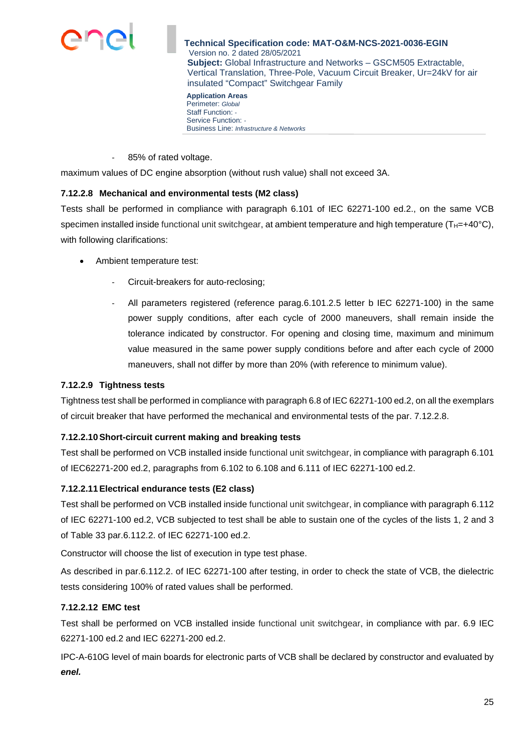- 85% of rated voltage.

maximum values of DC engine absorption (without rush value) shall not exceed 3A.

#### 7.12.2.8 Mechanical and environmental tests (M2 class)

Tests shall be performed in compliance with paragraph 6.101 of IEC 62271-100 ed.2., on the same VCB specimen installed inside functional unit switchgear, at ambient temperature and high temperature ($T_H$=+40°C), with following clarifications:

- Ambient temperature test:
  - Circuit-breakers for auto-reclosing;
  - All parameters registered (reference parag.6.101.2.5 letter b IEC 62271-100) in the same power supply conditions, after each cycle of 2000 maneuvers, shall remain inside the tolerance indicated by constructor. For opening and closing time, maximum and minimum value measured in the same power supply conditions before and after each cycle of 2000 maneuvers, shall not differ by more than 20% (with reference to minimum value).

#### 7.12.2.9 Tightness tests

Tightness test shall be performed in compliance with paragraph 6.8 of IEC 62271-100 ed.2, on all the exemplars of circuit breaker that have performed the mechanical and environmental tests of the par. 7.12.2.8.

#### 7.12.2.10 Short-circuit current making and breaking tests

Test shall be performed on VCB installed inside functional unit switchgear, in compliance with paragraph 6.101 of IEC62271-200 ed.2, paragraphs from 6.102 to 6.108 and 6.111 of IEC 62271-100 ed.2.

#### 7.12.2.11 Electrical endurance tests (E2 class)

Test shall be performed on VCB installed inside functional unit switchgear, in compliance with paragraph 6.112 of IEC 62271-100 ed.2, VCB subjected to test shall be able to sustain one of the cycles of the lists 1, 2 and 3 of Table 33 par.6.112.2. of IEC 62271-100 ed.2.

Constructor will choose the list of execution in type test phase.

As described in par.6.112.2. of IEC 62271-100 after testing, in order to check the state of VCB, the dielectric tests considering 100% of rated values shall be performed.

#### 7.12.2.12 EMC test

Test shall be performed on VCB installed inside functional unit switchgear, in compliance with par. 6.9 IEC 62271-100 ed.2 and IEC 62271-200 ed.2.

IPC-A-610G level of main boards for electronic parts of VCB shall be declared by constructor and evaluated by ***enel.***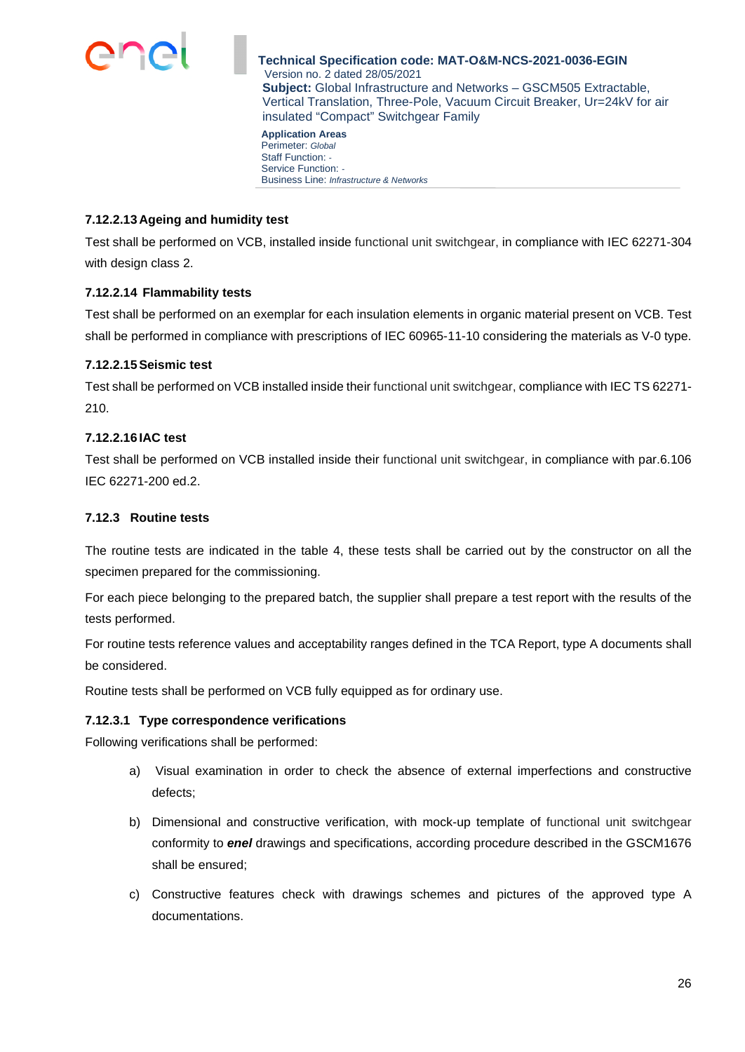#### 7.12.2.13 Ageing and humidity test

Test shall be performed on VCB, installed inside functional unit switchgear, in compliance with IEC 62271-304 with design class 2.

#### 7.12.2.14 Flammability tests

Test shall be performed on an exemplar for each insulation elements in organic material present on VCB. Test shall be performed in compliance with prescriptions of IEC 60965-11-10 considering the materials as V-0 type.

#### 7.12.2.15 Seismic test

Test shall be performed on VCB installed inside their functional unit switchgear, compliance with IEC TS 62271-210.

#### 7.12.2.16 IAC test

Test shall be performed on VCB installed inside their functional unit switchgear, in compliance with par.6.106 IEC 62271-200 ed.2.

### 7.12.3 Routine tests

The routine tests are indicated in the table 4, these tests shall be carried out by the constructor on all the specimen prepared for the commissioning.

For each piece belonging to the prepared batch, the supplier shall prepare a test report with the results of the tests performed.

For routine tests reference values and acceptability ranges defined in the TCA Report, type A documents shall be considered.

Routine tests shall be performed on VCB fully equipped as for ordinary use.

#### 7.12.3.1 Type correspondence verifications

Following verifications shall be performed:

a) Visual examination in order to check the absence of external imperfections and constructive defects;

b) Dimensional and constructive verification, with mock-up template of functional unit switchgear conformity to ***enel*** drawings and specifications, according procedure described in the GSCM1676 shall be ensured;

c) Constructive features check with drawings schemes and pictures of the approved type A documentations.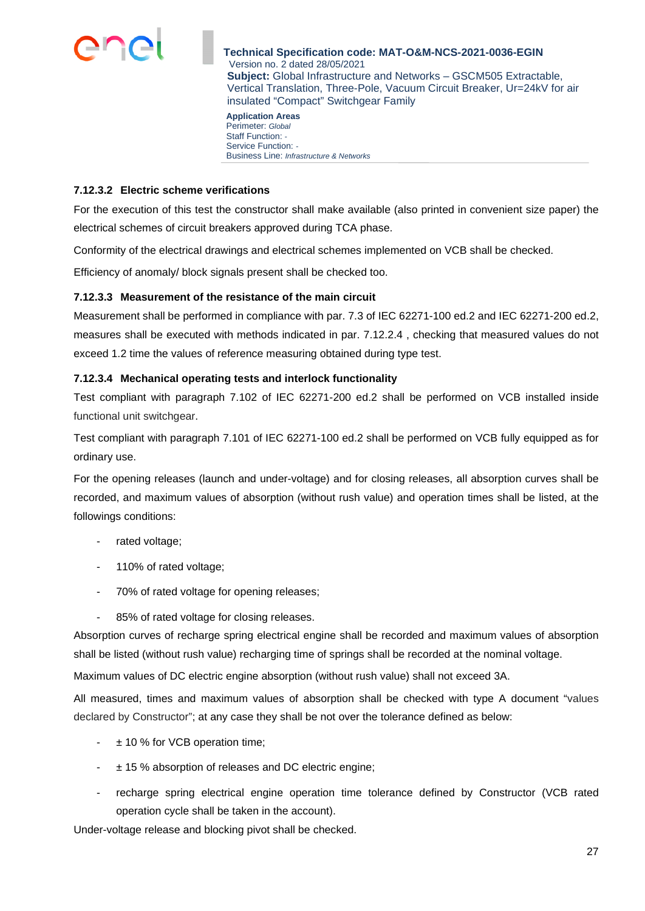#### 7.12.3.2 Electric scheme verifications

For the execution of this test the constructor shall make available (also printed in convenient size paper) the electrical schemes of circuit breakers approved during TCA phase.

Conformity of the electrical drawings and electrical schemes implemented on VCB shall be checked.

Efficiency of anomaly/ block signals present shall be checked too.

#### 7.12.3.3 Measurement of the resistance of the main circuit

Measurement shall be performed in compliance with par. 7.3 of IEC 62271-100 ed.2 and IEC 62271-200 ed.2, measures shall be executed with methods indicated in par. 7.12.2.4 , checking that measured values do not exceed 1.2 time the values of reference measuring obtained during type test.

#### 7.12.3.4 Mechanical operating tests and interlock functionality

Test compliant with paragraph 7.102 of IEC 62271-200 ed.2 shall be performed on VCB installed inside functional unit switchgear.

Test compliant with paragraph 7.101 of IEC 62271-100 ed.2 shall be performed on VCB fully equipped as for ordinary use.

For the opening releases (launch and under-voltage) and for closing releases, all absorption curves shall be recorded, and maximum values of absorption (without rush value) and operation times shall be listed, at the followings conditions:

- rated voltage;
- 110% of rated voltage;
- 70% of rated voltage for opening releases;
- 85% of rated voltage for closing releases.

Absorption curves of recharge spring electrical engine shall be recorded and maximum values of absorption shall be listed (without rush value) recharging time of springs shall be recorded at the nominal voltage.

Maximum values of DC electric engine absorption (without rush value) shall not exceed 3A.

All measured, times and maximum values of absorption shall be checked with type A document "values declared by Constructor"; at any case they shall be not over the tolerance defined as below:

- ± 10 % for VCB operation time;
- ± 15 % absorption of releases and DC electric engine;
- recharge spring electrical engine operation time tolerance defined by Constructor (VCB rated operation cycle shall be taken in the account).

Under-voltage release and blocking pivot shall be checked.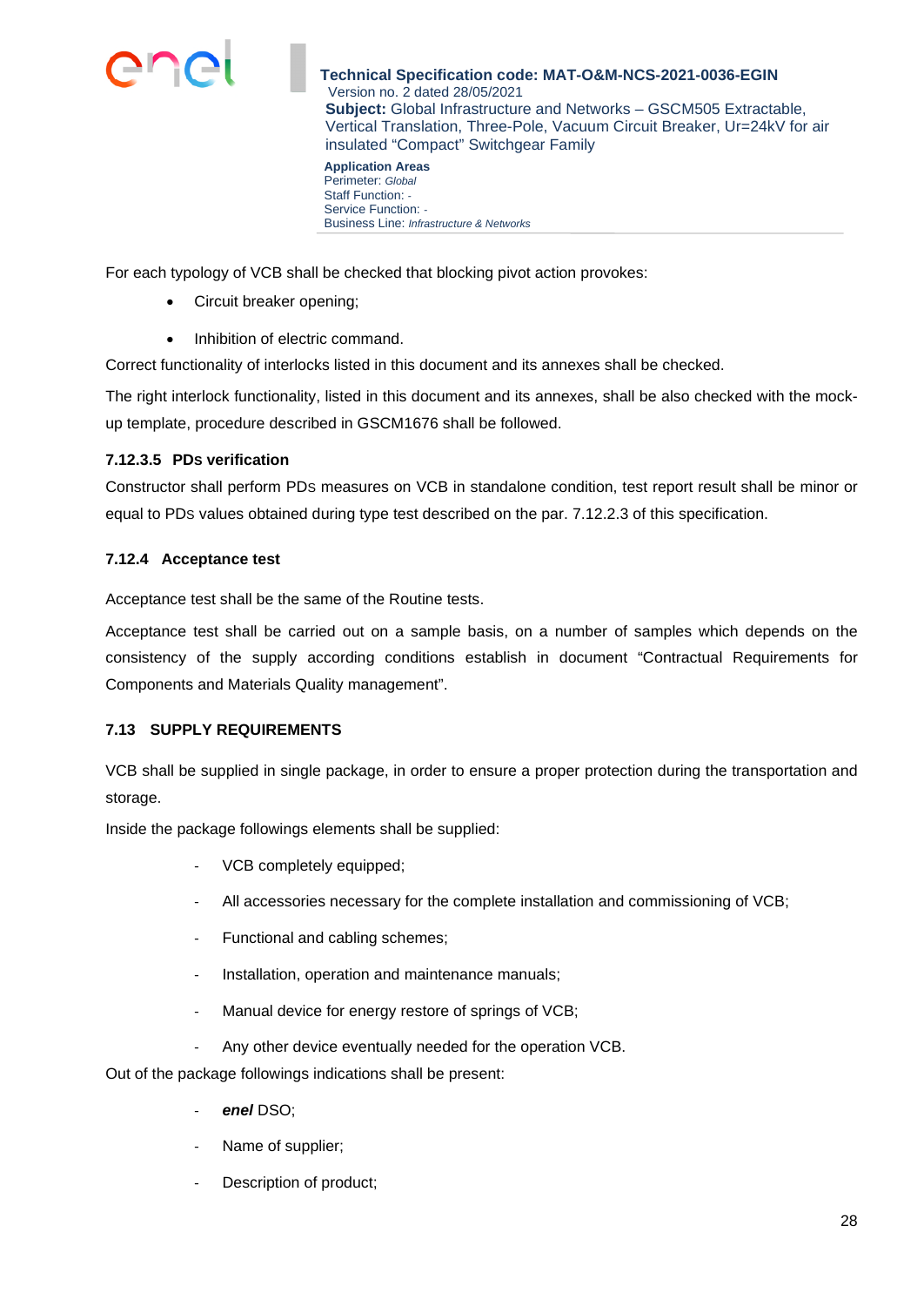For each typology of VCB shall be checked that blocking pivot action provokes:

- Circuit breaker opening;
- Inhibition of electric command.

Correct functionality of interlocks listed in this document and its annexes shall be checked.

The right interlock functionality, listed in this document and its annexes, shall be also checked with the mock-up template, procedure described in GSCM1676 shall be followed.

#### 7.12.3.5 PDs verification

Constructor shall perform PDs measures on VCB in standalone condition, test report result shall be minor or equal to PDs values obtained during type test described on the par. 7.12.2.3 of this specification.

### 7.12.4 Acceptance test

Acceptance test shall be the same of the Routine tests.

Acceptance test shall be carried out on a sample basis, on a number of samples which depends on the consistency of the supply according conditions establish in document "Contractual Requirements for Components and Materials Quality management".

## 7.13 SUPPLY REQUIREMENTS

VCB shall be supplied in single package, in order to ensure a proper protection during the transportation and storage.

Inside the package followings elements shall be supplied:

- VCB completely equipped;
- All accessories necessary for the complete installation and commissioning of VCB;
- Functional and cabling schemes;
- Installation, operation and maintenance manuals;
- Manual device for energy restore of springs of VCB;
- Any other device eventually needed for the operation VCB.

Out of the package followings indications shall be present:

- ***enel*** DSO;
- Name of supplier;
- Description of product;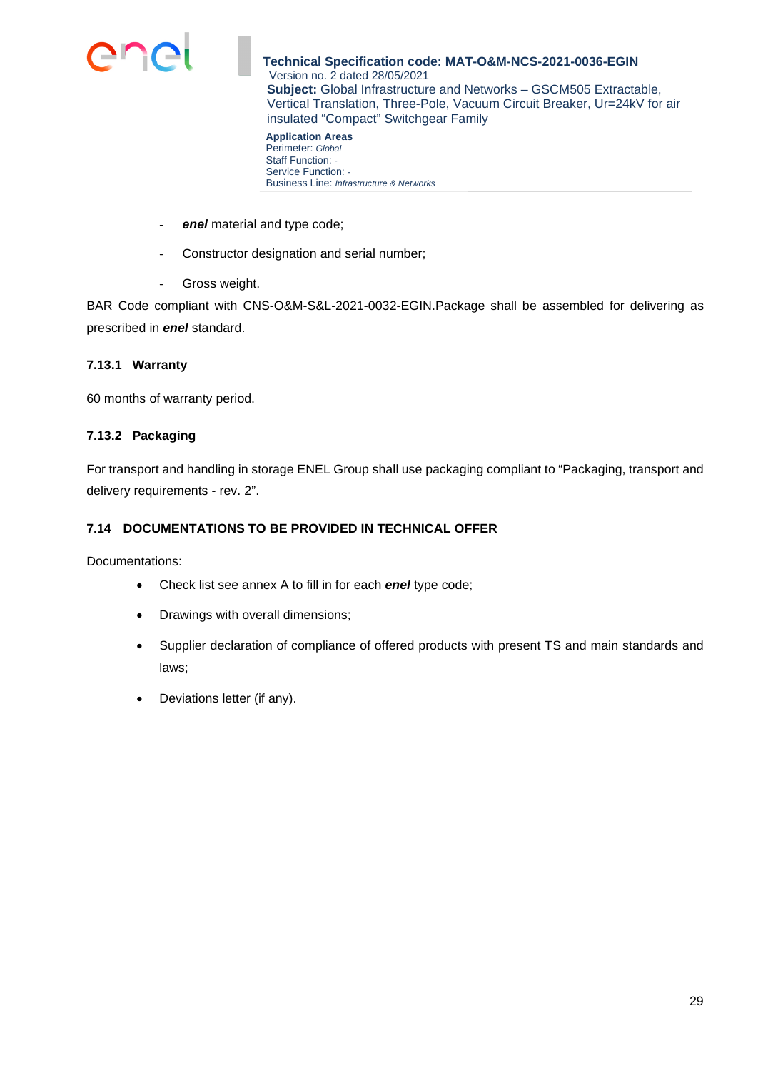- ***enel*** material and type code;
- Constructor designation and serial number;
- Gross weight.

BAR Code compliant with CNS-O&M-S&L-2021-0032-EGIN.Package shall be assembled for delivering as prescribed in ***enel*** standard.

#### 7.13.1 Warranty

60 months of warranty period.

#### 7.13.2 Packaging

For transport and handling in storage ENEL Group shall use packaging compliant to “Packaging, transport and delivery requirements - rev. 2”.

### 7.14 DOCUMENTATIONS TO BE PROVIDED IN TECHNICAL OFFER

Documentations:

- Check list see annex A to fill in for each ***enel*** type code;
- Drawings with overall dimensions;
- Supplier declaration of compliance of offered products with present TS and main standards and laws;
- Deviations letter (if any).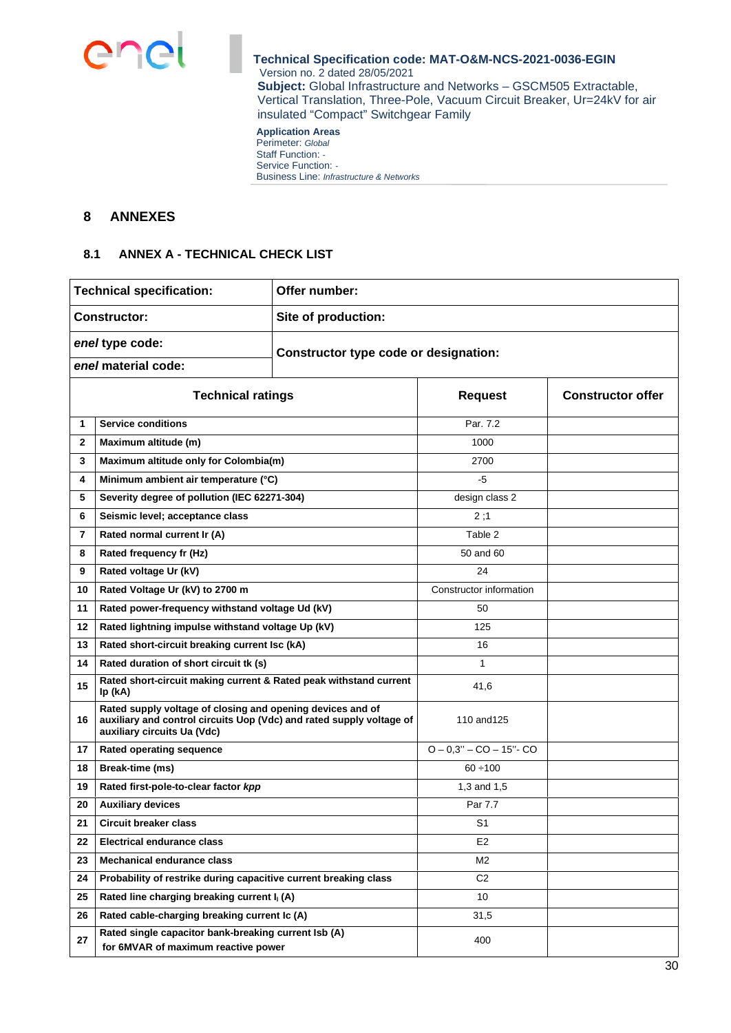## 8 ANNEXES

### 8.1 ANNEX A - TECHNICAL CHECK LIST

| **Technical specification:** | **Offer number:** |
|---|---|
| **Constructor:** | **Site of production:** |
| ***enel* type code:** | **Constructor type code or designation:** |
| ***enel* material code:** | |

| | **Technical ratings** | **Request** | **Constructor offer** |
|---|---|---|---|
| **1** | **Service conditions** | Par. 7.2 | |
| **2** | **Maximum altitude (m)** | 1000 | |
| **3** | **Maximum altitude only for Colombia(m)** | 2700 | |
| **4** | **Minimum ambient air temperature (°C)** | -5 | |
| **5** | **Severity degree of pollution (IEC 62271-304)** | design class 2 | |
| **6** | **Seismic level; acceptance class** | 2 ;1 | |
| **7** | **Rated normal current Ir (A)** | Table 2 | |
| **8** | **Rated frequency fr (Hz)** | 50 and 60 | |
| **9** | **Rated voltage Ur (kV)** | 24 | |
| **10** | **Rated Voltage Ur (kV) to 2700 m** | Constructor information | |
| **11** | **Rated power-frequency withstand voltage Ud (kV)** | 50 | |
| **12** | **Rated lightning impulse withstand voltage Up (kV)** | 125 | |
| **13** | **Rated short-circuit breaking current Isc (kA)** | 16 | |
| **14** | **Rated duration of short circuit tk (s)** | 1 | |
| **15** | **Rated short-circuit making current & Rated peak withstand current Ip (kA)** | 41,6 | |
| **16** | **Rated supply voltage of closing and opening devices and of auxiliary and control circuits Uop (Vdc) and rated supply voltage of auxiliary circuits Ua (Vdc)** | 110 and125 | |
| **17** | **Rated operating sequence** | O – 0,3'' – CO – 15''- CO | |
| **18** | **Break-time (ms)** | 60 ÷100 | |
| **19** | **Rated first-pole-to-clear factor *kpp*** | 1,3 and 1,5 | |
| **20** | **Auxiliary devices** | Par 7.7 | |
| **21** | **Circuit breaker class** | S1 | |
| **22** | **Electrical endurance class** | E2 | |
| **23** | **Mechanical endurance class** | M2 | |
| **24** | **Probability of restrike during capacitive current breaking class** | C2 | |
| **25** | **Rated line charging breaking current $I_l$ (A)** | 10 | |
| **26** | **Rated cable-charging breaking current Ic (A)** | 31,5 | |
| **27** | **Rated single capacitor bank-breaking current Isb (A) for 6MVAR of maximum reactive power** | 400 | |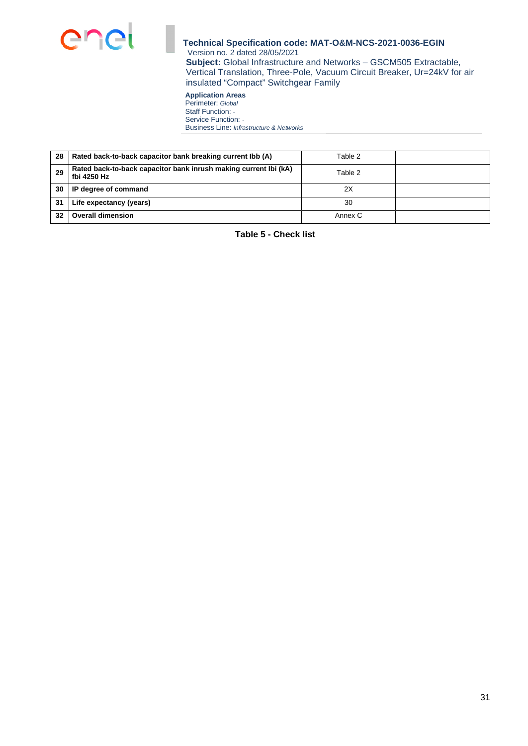| 28 | **Rated back-to-back capacitor bank breaking current Ibb (A)** | Table 2 | |
|---|---|---|---|
| 29 | **Rated back-to-back capacitor bank inrush making current Ibi (kA) fbi 4250 Hz** | Table 2 | |
| 30 | **IP degree of command** | 2X | |
| 31 | **Life expectancy (years)** | 30 | |
| 32 | **Overall dimension** | Annex C | |

**Table 5 - Check list**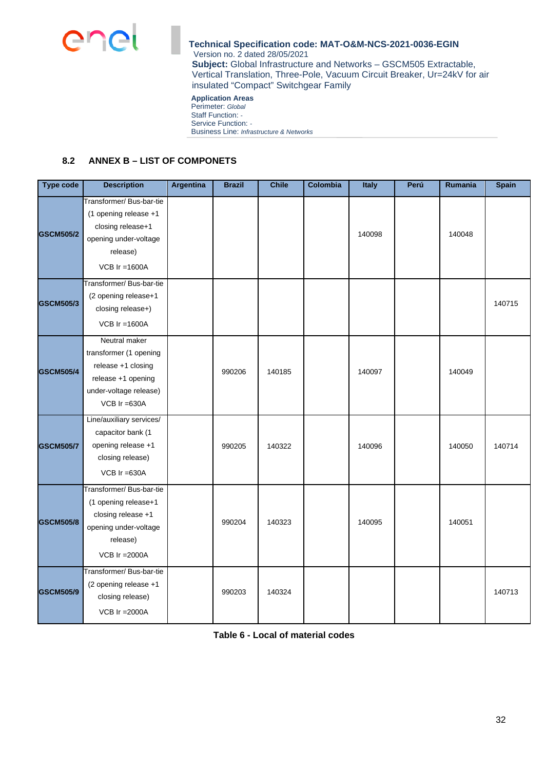## 8.2 ANNEX B – LIST OF COMPONETS

| Type code | Description | Argentina | Brazil | Chile | Colombia | Italy | Perú | Rumania | Spain |
|---|---|---|---|---|---|---|---|---|---|
| GSCM505/2 | Transformer/ Bus-bar-tie (1 opening release +1 closing release+1 opening under-voltage release) VCB Ir =1600A | | | | | 140098 | | 140048 | |
| GSCM505/3 | Transformer/ Bus-bar-tie (2 opening release+1 closing release+) VCB Ir =1600A | | | | | | | | 140715 |
| GSCM505/4 | Neutral maker transformer (1 opening release +1 closing release +1 opening under-voltage release) VCB Ir =630A | | 990206 | 140185 | | 140097 | | 140049 | |
| GSCM505/7 | Line/auxiliary services/ capacitor bank (1 opening release +1 closing release) VCB Ir =630A | | 990205 | 140322 | | 140096 | | 140050 | 140714 |
| GSCM505/8 | Transformer/ Bus-bar-tie (1 opening release+1 closing release +1 opening under-voltage release) VCB Ir =2000A | | 990204 | 140323 | | 140095 | | 140051 | |
| GSCM505/9 | Transformer/ Bus-bar-tie (2 opening release +1 closing release) VCB Ir =2000A | | 990203 | 140324 | | | | | 140713 |

**Table 6 - Local of material codes**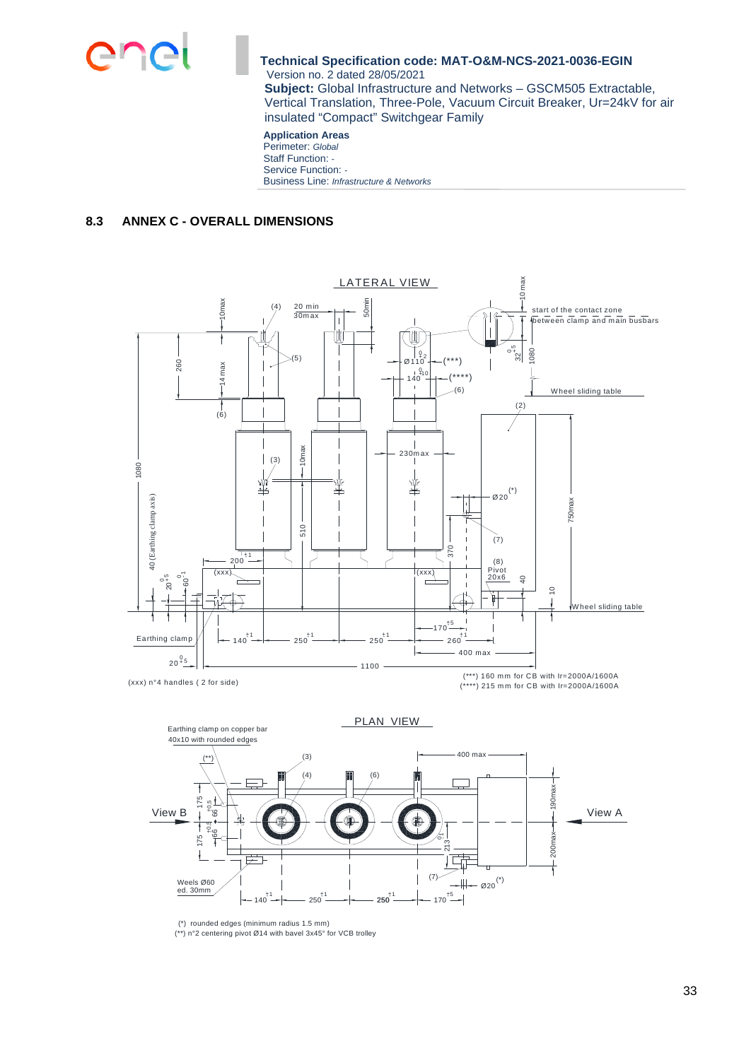## 8.3 ANNEX C - OVERALL DIMENSIONS

LATERAL VIEW

(xxx) n°4 handles ( 2 for side)

(***) 160 mm for CB with Ir=2000A/1600A
(****) 215 mm for CB with Ir=2000A/1600A

PLAN VIEW

(*) rounded edges (minimum radius 1.5 mm)
(**) n°2 centering pivot Ø14 with bavel 3x45° for VCB trolley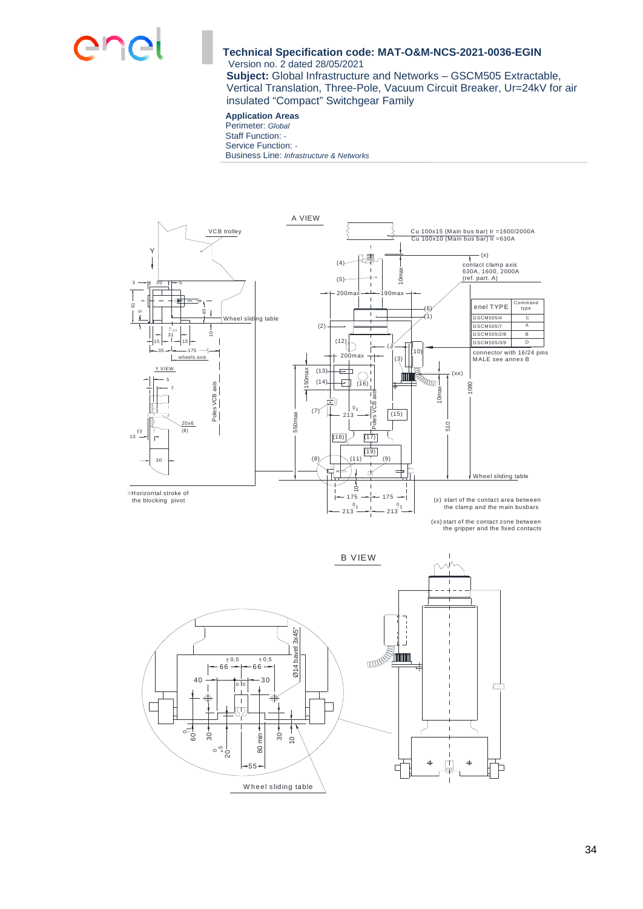**Technical Specification code: MAT-O&M-NCS-2021-0036-EGIN**
Version no. 2 dated 28/05/2021

**Subject:** Global Infrastructure and Networks – GSCM505 Extractable, Vertical Translation, Three-Pole, Vacuum Circuit Breaker, Ur=24kV for air insulated "Compact" Switchgear Family

**Application Areas**
Perimeter: *Global*
Staff Function: -
Service Function: -
Business Line: *Infrastructure & Networks*

A VIEW

VCB trolley

Cu 100x15 (Main bus bar) Ir =1600/2000A
Cu 100x10 (Main bus bar) Ir =630A

(x) contact clamp axis 630A, 1600, 2000A (ref. part. A)

| enel TYPE | Command type |
|---|---|
| GSCM505/4 | C |
| GSCM505/7 | A |
| GSCM505/2/8 | B |
| GSCM505/3/9 | D |

connector with 16/24 pins MALE see annex B

Wheel sliding table

Y VIEW

Poles VCB axis

°Horizontal stroke of the blocking pivot

(x) start of the contact area between the clamp and the main busbars

(xx) start of the contact zone between the gripper and the fixed contacts

B VIEW

Ø14 bavel 3x45°

Wheel sliding table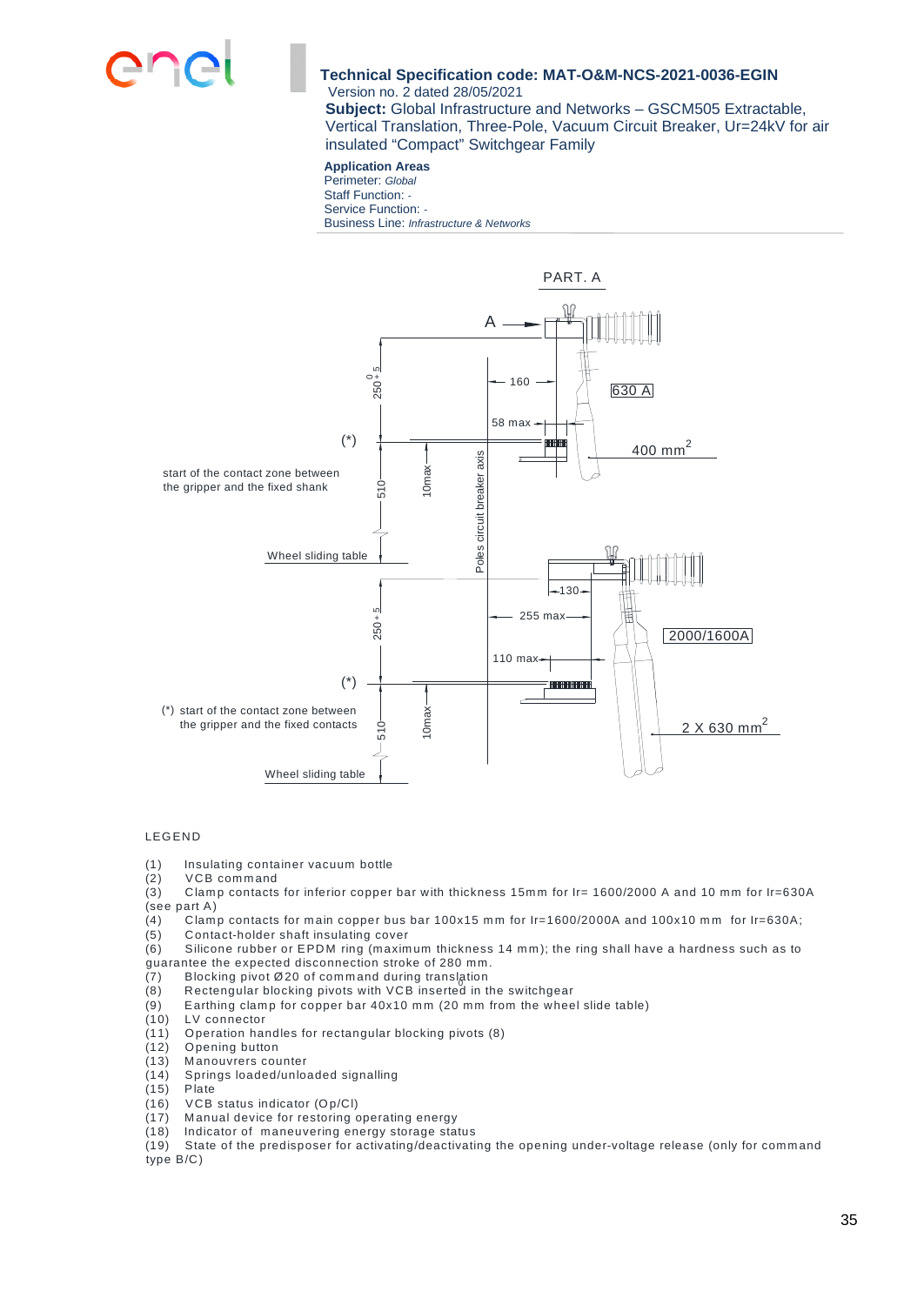PART. A

A

160

630 A

58 max

(*)

400 mm²

start of the contact zone between the gripper and the fixed shank

$250^{+5}_{0}$

510

10max

Poles circuit breaker axis

Wheel sliding table

130

255 max

2000/1600A

$250^{+5}$

110 max

(*)

(*) start of the contact zone between the gripper and the fixed contacts

510

10max

2 X 630 mm²

Wheel sliding table

LEGEND

(1) Insulating container vacuum bottle
(2) VCB command
(3) Clamp contacts for inferior copper bar with thickness 15mm for Ir= 1600/2000 A and 10 mm for Ir=630A (see part A)
(4) Clamp contacts for main copper bus bar 100x15 mm for Ir=1600/2000A and 100x10 mm for Ir=630A;
(5) Contact-holder shaft insulating cover
(6) Silicone rubber or EPDM ring (maximum thickness 14 mm); the ring shall have a hardness such as to guarantee the expected disconnection stroke of 280 mm.
(7) Blocking pivot Ø20 of command during translation
(8) Rectengular blocking pivots with VCB inserted in the switchgear
(9) Earthing clamp for copper bar 40x10 mm (20 mm from the wheel slide table)
(10) LV connector
(11) Operation handles for rectangular blocking pivots (8)
(12) Opening button
(13) Manouvrers counter
(14) Springs loaded/unloaded signalling
(15) Plate
(16) VCB status indicator (Op/Cl)
(17) Manual device for restoring operating energy
(18) Indicator of maneuvering energy storage status
(19) State of the predisposer for activating/deactivating the opening under-voltage release (only for command type B/C)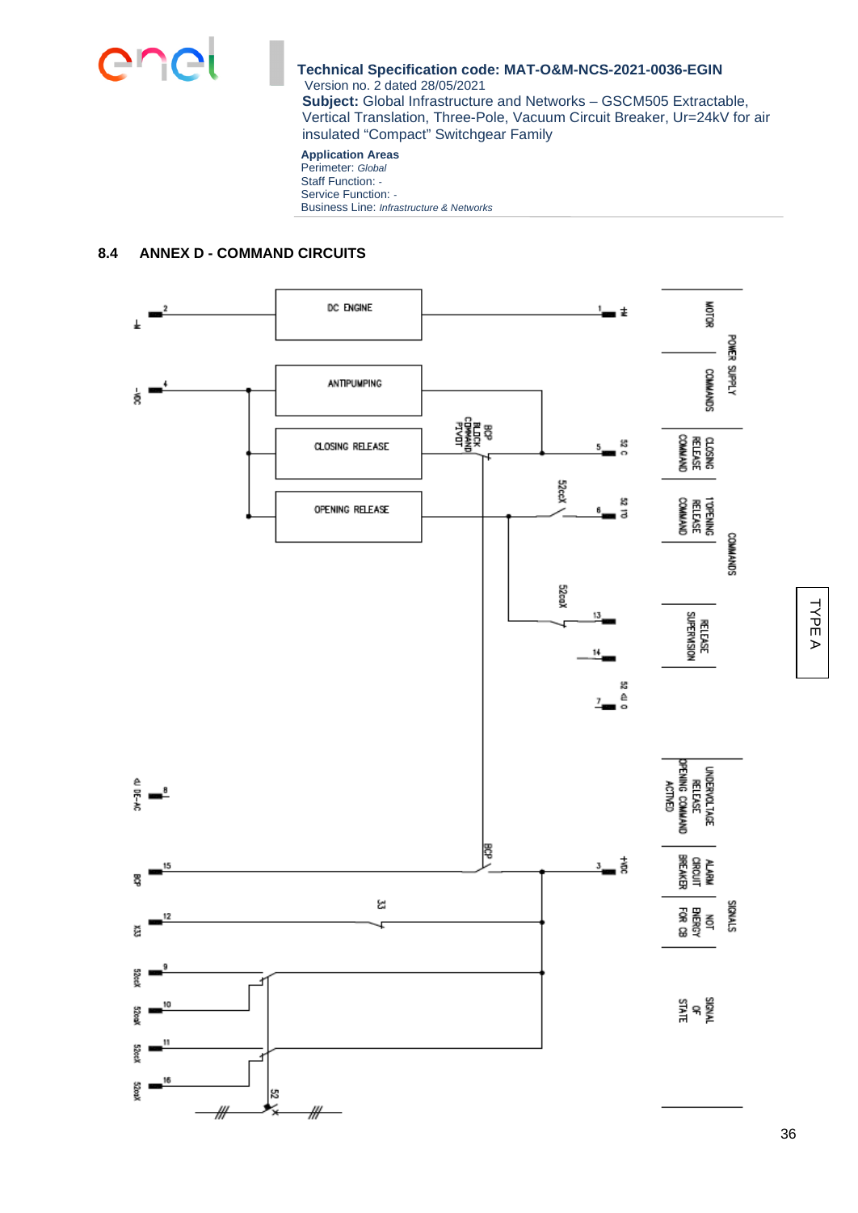## 8.4 ANNEX D - COMMAND CIRCUITS

DC ENGINE

ANTIPUMPING

CLOSING RELEASE

OPENING RELEASE

BCP BLOCK COMMAND PIVOT

52ccX

52caX

33

BCP

52

MOTOR

COMMANDS

POWER SUPPLY

CLOSING RELEASE COMMAND

1°OPENING RELEASE COMMAND

COMMANDS

RELEASE SUPERVISION

UNDERVOLTAGE RELEASE OPENING COMMAND ACTIVED

ALARM CIRCUIT BREAKER

NOT ENERGY FOR CB

SIGNALS

SIGNAL OF STATE

TYPE A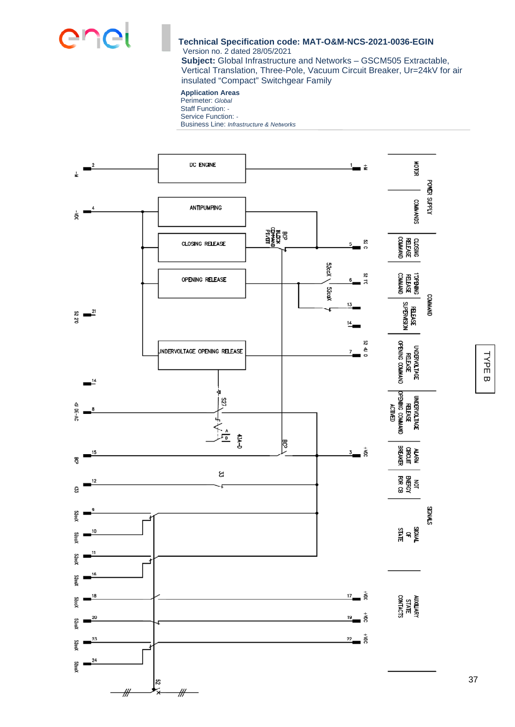DC ENGINE

ANTIPUMPING

CLOSING RELEASE

OPENING RELEASE

UNDERVOLTAGE OPENING RELEASE

BCP BLOCK COMMAND PIVOT

52caX

52caX

S27

43A-D

BCP

33

52

-M 2

-VDC 4

52 2T0 21

14

43 DE-AC 8

BCP 15

K33 12

52caX 9

52caX 10

52caX 11

52caX 16

52caX 18

52caX 20

52caX 23

52caX 24

1 +M

5 52 C

6 52 1T

13

14

7 52 4U 0

3 +VDC

17 +VDC

19 +VDC

22 +VDC

| | | |
|---|---|---|
| POWER SUPPLY | MOTOR | |
| | COMMANDS | |
| COMMAND | CLOSING RELEASE COMMAND | |
| | 1 OPENING RELEASE COMMAND | |
| | RELEASE SUPERVISION | |
| | UNDERVOLTAGE RELEASE OPENING COMMAND | |
| SIGNALS | UNDERVOLTAGE RELEASE OPENING COMMAND ACTIVED | |
| | ALARM CIRCUIT BREAKER | |
| | NOT ENERGY FOR CB | |
| | SIGNAL OF STATE | |
| | AUXILIARY STATE CONTACTS | |

TYPE B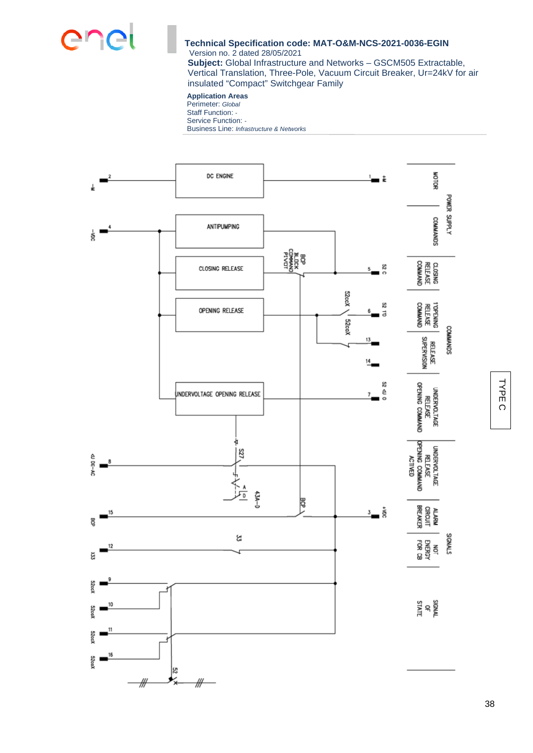TYPE C

DC ENGINE

ANTIPUMPING

CLOSING RELEASE

OPENING RELEASE

UNDERVOLTAGE OPENING RELEASE

-M 2

-VDC 4

+M 1

52 C 5

52 TO 6

13

14

52 ↯ O 7

↯U DE-AC 8

BCP 15

+VDC 3

X33 12

52ccX 9

52coX 10

52cX 11

52coX 16

BCP BLOCK COMMAND PIVOT

52ccX

52coX

S27

43A-D

BCP

33

52

MOTOR

COMMANDS

POWER SUPPLY

CLOSING RELEASE COMMAND

1°OPENING RELEASE COMMAND

RELEASE SUPERVISION

COMMANDS

UNDERVOLTAGE RELEASE OPENING COMMAND

UNDERVOLTAGE RELEASE OPENING COMMAND ACTIVED

ALARM CIRCUIT BREAKER

NOT ENERGY FOR CB

SIGNALS

SIGNAL OF STATE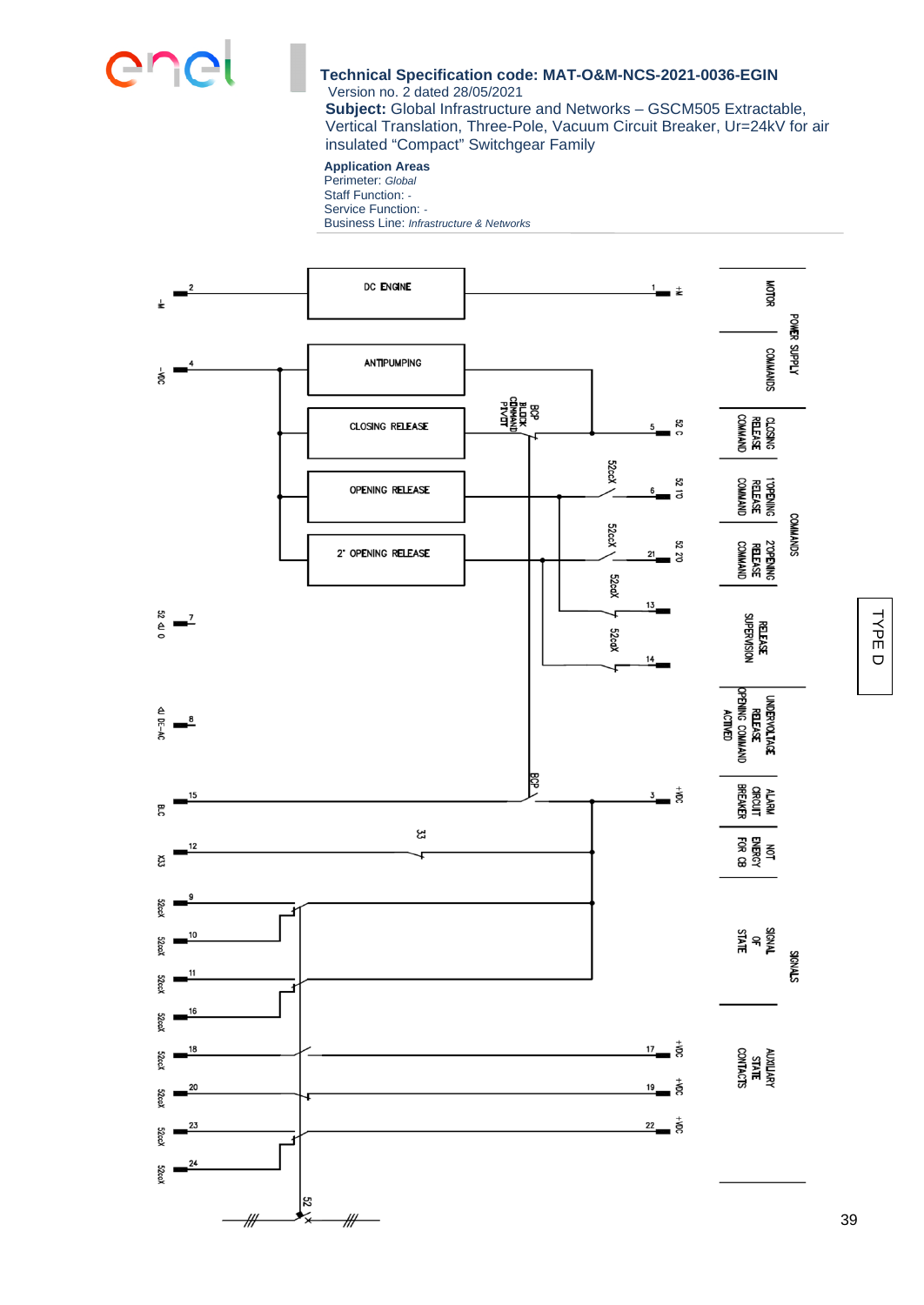Technical Specification code: MAT-O&M-NCS-2021-0036-EGIN
Version no. 2 dated 28/05/2021
**Subject:** Global Infrastructure and Networks – GSCM505 Extractable, Vertical Translation, Three-Pole, Vacuum Circuit Breaker, Ur=24kV for air insulated “Compact” Switchgear Family

**Application Areas**
Perimeter: *Global*
Staff Function: -
Service Function: -
Business Line: *Infrastructure & Networks*

DC ENGINE
ANTIPUMPING
CLOSING RELEASE
OPENING RELEASE
2° OPENING RELEASE

POWER SUPPLY
MOTOR
COMMANDS
CLOSING RELEASE COMMAND
1°OPENING RELEASE COMMAND
2°OPENING RELEASE COMMAND
RELEASE SUPERVISION
UNDERVOLTAGE RELEASE
OPENING COMMAND ACTIVED
ALARM CIRCUIT BREAKER
NOT ENERGY FOR CB
SIGNALS
SIGNAL OF STATE
AUXILIARY STATE CONTACTS

TYPE D